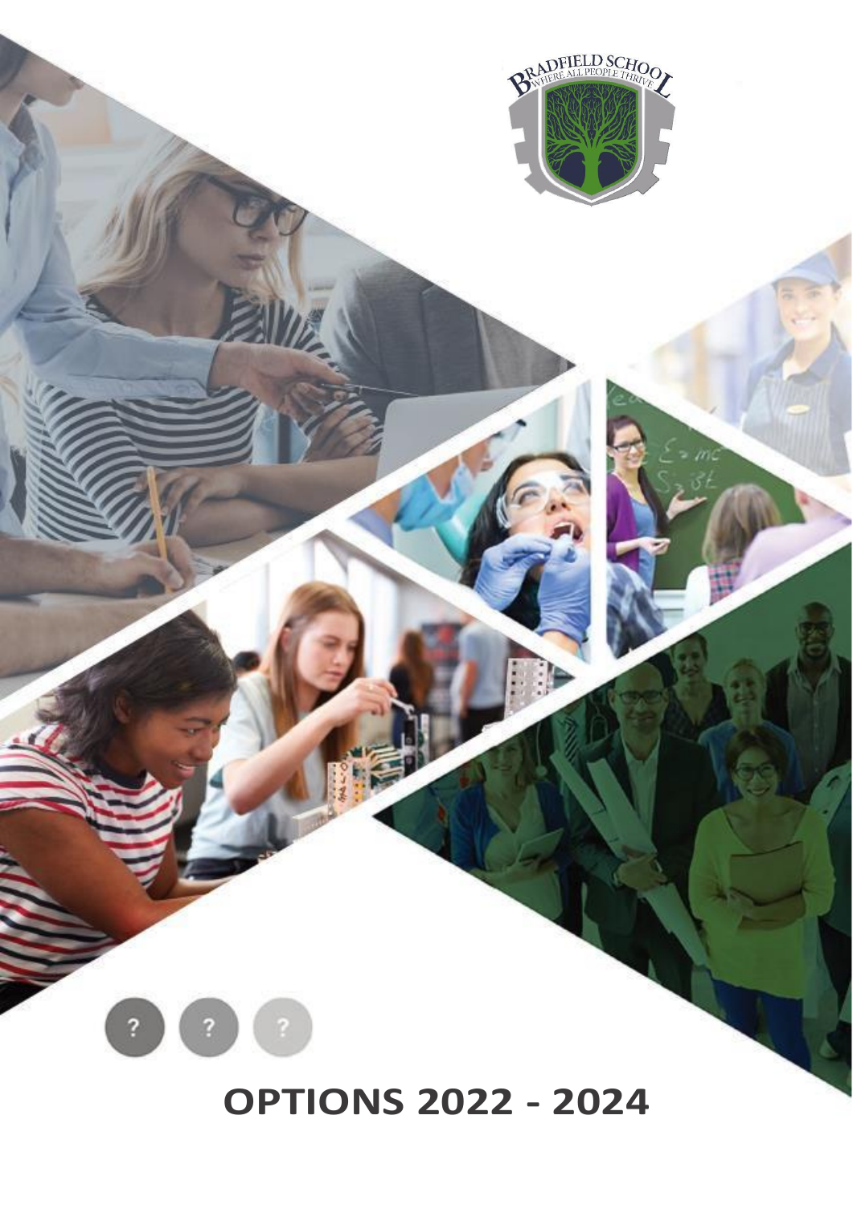BRADFIELD SCHOOL

WHERE ALL PEOPLE THRIVE

# OPTIONS 2022 - 2024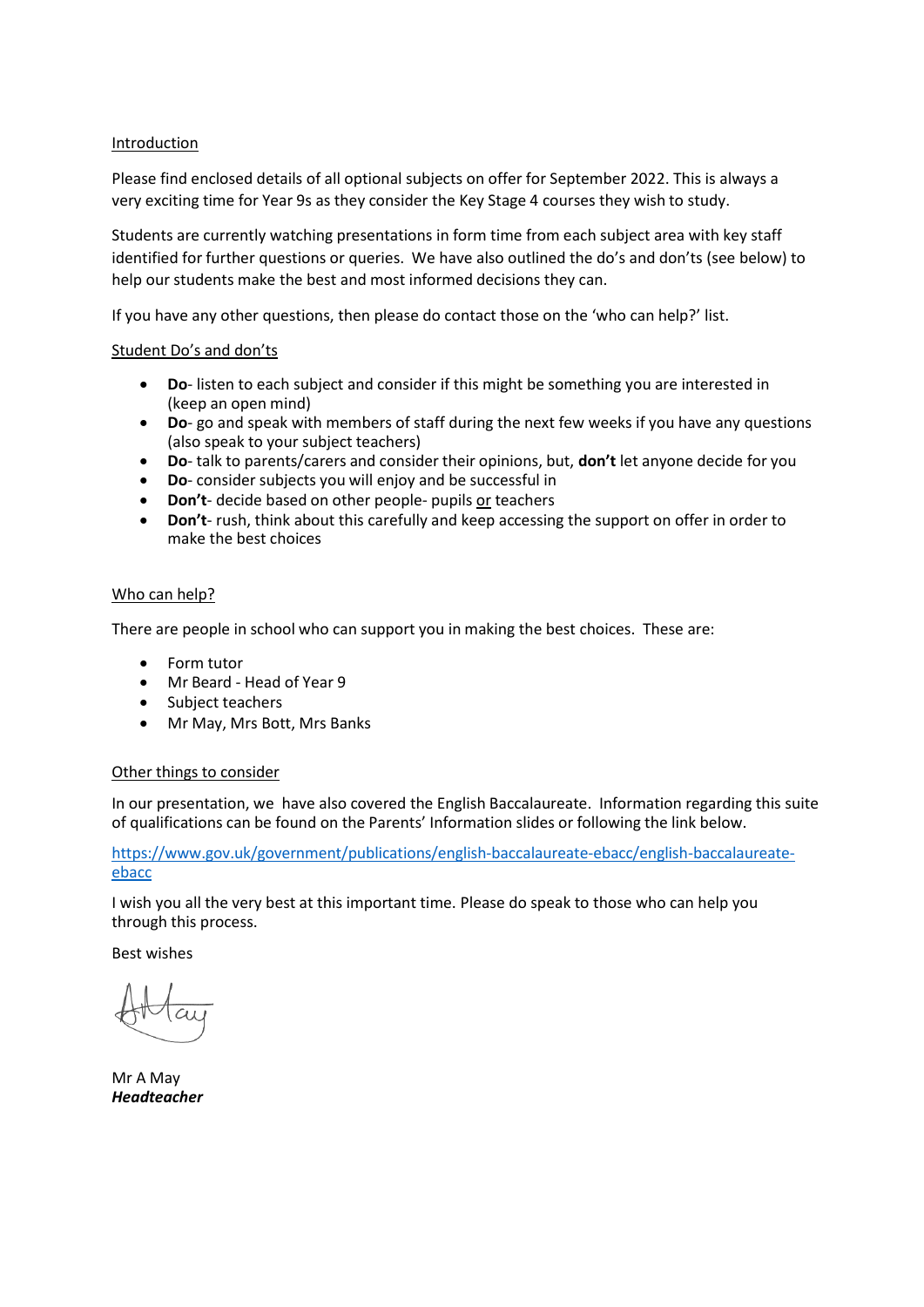## Introduction

Please find enclosed details of all optional subjects on offer for September 2022. This is always a very exciting time for Year 9s as they consider the Key Stage 4 courses they wish to study.

Students are currently watching presentations in form time from each subject area with key staff identified for further questions or queries. We have also outlined the do's and don'ts (see below) to help our students make the best and most informed decisions they can.

If you have any other questions, then please do contact those on the 'who can help?' list.

## Student Do's and don'ts

- **Do**- listen to each subject and consider if this might be something you are interested in (keep an open mind)
- **Do**- go and speak with members of staff during the next few weeks if you have any questions (also speak to your subject teachers)
- **Do**- talk to parents/carers and consider their opinions, but, **don't** let anyone decide for you
- **Do**- consider subjects you will enjoy and be successful in
- **Don't**- decide based on other people- pupils or teachers
- **Don't**- rush, think about this carefully and keep accessing the support on offer in order to make the best choices

## Who can help?

There are people in school who can support you in making the best choices. These are:

- Form tutor
- Mr Beard - Head of Year 9
- Subject teachers
- Mr May, Mrs Bott, Mrs Banks

## Other things to consider

In our presentation, we have also covered the English Baccalaureate. Information regarding this suite of qualifications can be found on the Parents' Information slides or following the link below.

https://www.gov.uk/government/publications/english-baccalaureate-ebacc/english-baccalaureate-ebacc

I wish you all the very best at this important time. Please do speak to those who can help you through this process.

Best wishes

Mr A May
***Headteacher***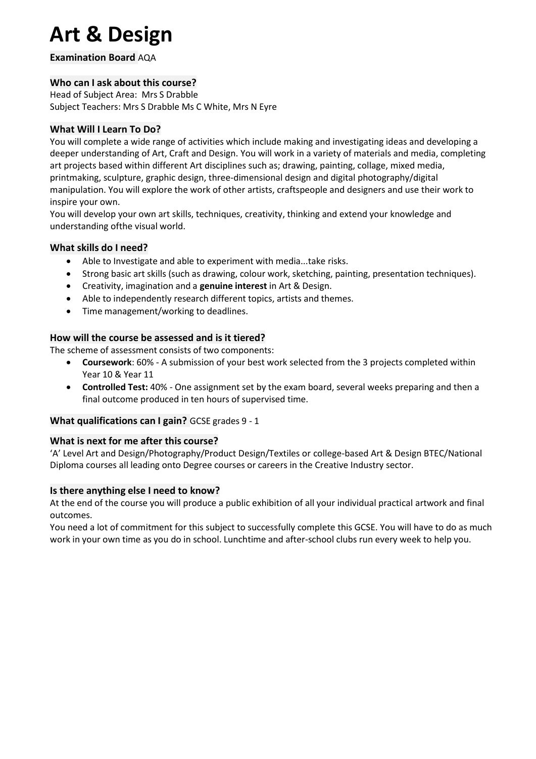# Art & Design

**Examination Board** AQA

### Who can I ask about this course?

Head of Subject Area: Mrs S Drabble
Subject Teachers: Mrs S Drabble Ms C White, Mrs N Eyre

### What Will I Learn To Do?

You will complete a wide range of activities which include making and investigating ideas and developing a deeper understanding of Art, Craft and Design. You will work in a variety of materials and media, completing art projects based within different Art disciplines such as; drawing, painting, collage, mixed media, printmaking, sculpture, graphic design, three-dimensional design and digital photography/digital manipulation. You will explore the work of other artists, craftspeople and designers and use their work to inspire your own.

You will develop your own art skills, techniques, creativity, thinking and extend your knowledge and understanding ofthe visual world.

### What skills do I need?

- Able to Investigate and able to experiment with media...take risks.
- Strong basic art skills (such as drawing, colour work, sketching, painting, presentation techniques).
- Creativity, imagination and a **genuine interest** in Art & Design.
- Able to independently research different topics, artists and themes.
- Time management/working to deadlines.

### How will the course be assessed and is it tiered?

The scheme of assessment consists of two components:

- **Coursework**: 60% - A submission of your best work selected from the 3 projects completed within Year 10 & Year 11
- **Controlled Test:** 40% - One assignment set by the exam board, several weeks preparing and then a final outcome produced in ten hours of supervised time.

**What qualifications can I gain?** GCSE grades 9 - 1

### What is next for me after this course?

'A' Level Art and Design/Photography/Product Design/Textiles or college-based Art & Design BTEC/National Diploma courses all leading onto Degree courses or careers in the Creative Industry sector.

### Is there anything else I need to know?

At the end of the course you will produce a public exhibition of all your individual practical artwork and final outcomes.

You need a lot of commitment for this subject to successfully complete this GCSE. You will have to do as much work in your own time as you do in school. Lunchtime and after-school clubs run every week to help you.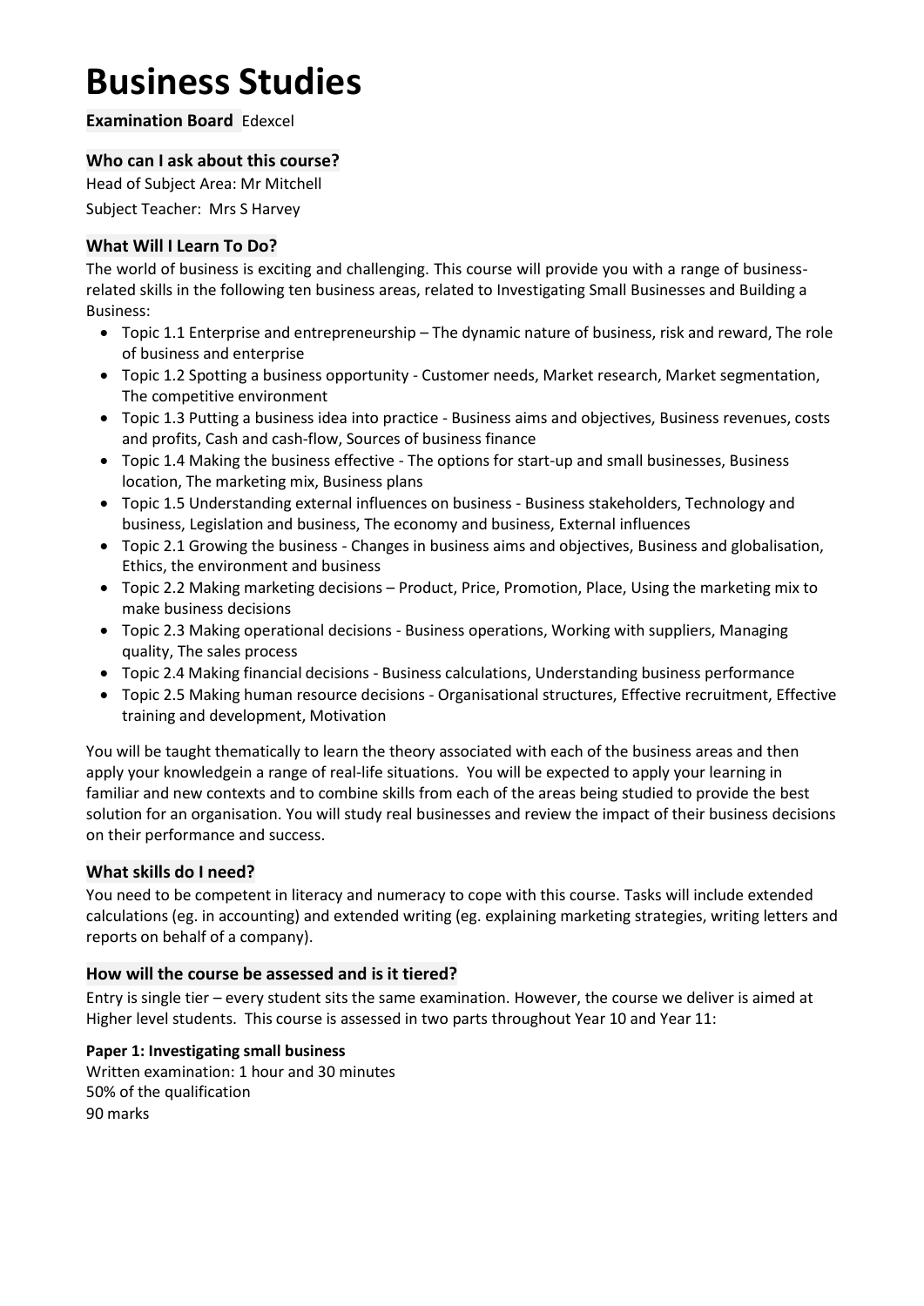# Business Studies

**Examination Board** Edexcel

### Who can I ask about this course?

Head of Subject Area: Mr Mitchell

Subject Teacher: Mrs S Harvey

### What Will I Learn To Do?

The world of business is exciting and challenging. This course will provide you with a range of business-related skills in the following ten business areas, related to Investigating Small Businesses and Building a Business:

- Topic 1.1 Enterprise and entrepreneurship – The dynamic nature of business, risk and reward, The role of business and enterprise
- Topic 1.2 Spotting a business opportunity - Customer needs, Market research, Market segmentation, The competitive environment
- Topic 1.3 Putting a business idea into practice - Business aims and objectives, Business revenues, costs and profits, Cash and cash-flow, Sources of business finance
- Topic 1.4 Making the business effective - The options for start-up and small businesses, Business location, The marketing mix, Business plans
- Topic 1.5 Understanding external influences on business - Business stakeholders, Technology and business, Legislation and business, The economy and business, External influences
- Topic 2.1 Growing the business - Changes in business aims and objectives, Business and globalisation, Ethics, the environment and business
- Topic 2.2 Making marketing decisions – Product, Price, Promotion, Place, Using the marketing mix to make business decisions
- Topic 2.3 Making operational decisions - Business operations, Working with suppliers, Managing quality, The sales process
- Topic 2.4 Making financial decisions - Business calculations, Understanding business performance
- Topic 2.5 Making human resource decisions - Organisational structures, Effective recruitment, Effective training and development, Motivation

You will be taught thematically to learn the theory associated with each of the business areas and then apply your knowledgein a range of real-life situations. You will be expected to apply your learning in familiar and new contexts and to combine skills from each of the areas being studied to provide the best solution for an organisation. You will study real businesses and review the impact of their business decisions on their performance and success.

### What skills do I need?

You need to be competent in literacy and numeracy to cope with this course. Tasks will include extended calculations (eg. in accounting) and extended writing (eg. explaining marketing strategies, writing letters and reports on behalf of a company).

### How will the course be assessed and is it tiered?

Entry is single tier – every student sits the same examination. However, the course we deliver is aimed at Higher level students. This course is assessed in two parts throughout Year 10 and Year 11:

**Paper 1: Investigating small business**

Written examination: 1 hour and 30 minutes

50% of the qualification

90 marks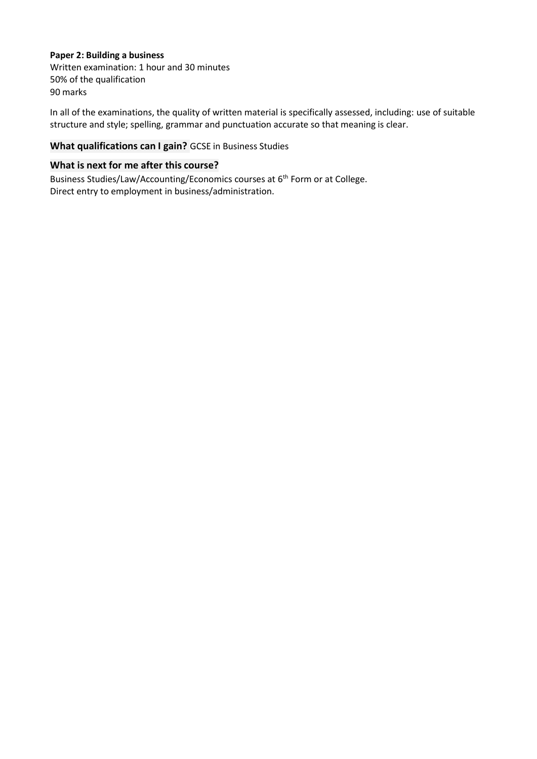**Paper 2: Building a business**
Written examination: 1 hour and 30 minutes
50% of the qualification
90 marks

In all of the examinations, the quality of written material is specifically assessed, including: use of suitable structure and style; spelling, grammar and punctuation accurate so that meaning is clear.

### What qualifications can I gain?

GCSE in Business Studies

### What is next for me after this course?

Business Studies/Law/Accounting/Economics courses at 6th Form or at College.
Direct entry to employment in business/administration.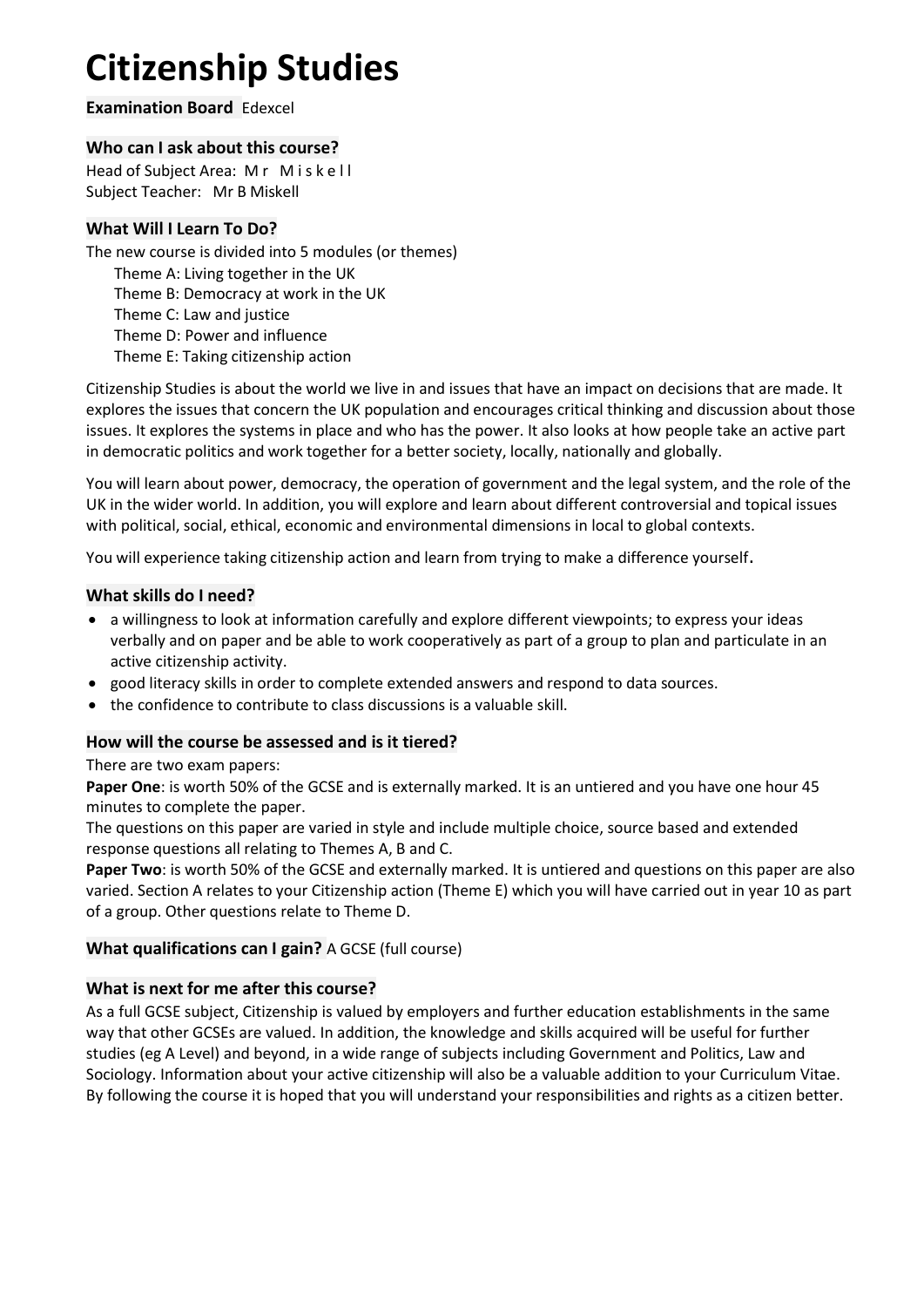# Citizenship Studies

**Examination Board** Edexcel

### Who can I ask about this course?

Head of Subject Area: M r M i s k e l l
Subject Teacher: Mr B Miskell

### What Will I Learn To Do?

The new course is divided into 5 modules (or themes)

- Theme A: Living together in the UK
- Theme B: Democracy at work in the UK
- Theme C: Law and justice
- Theme D: Power and influence
- Theme E: Taking citizenship action

Citizenship Studies is about the world we live in and issues that have an impact on decisions that are made. It explores the issues that concern the UK population and encourages critical thinking and discussion about those issues. It explores the systems in place and who has the power. It also looks at how people take an active part in democratic politics and work together for a better society, locally, nationally and globally.

You will learn about power, democracy, the operation of government and the legal system, and the role of the UK in the wider world. In addition, you will explore and learn about different controversial and topical issues with political, social, ethical, economic and environmental dimensions in local to global contexts.

You will experience taking citizenship action and learn from trying to make a difference yourself.

### What skills do I need?

- a willingness to look at information carefully and explore different viewpoints; to express your ideas verbally and on paper and be able to work cooperatively as part of a group to plan and particulate in an active citizenship activity.
- good literacy skills in order to complete extended answers and respond to data sources.
- the confidence to contribute to class discussions is a valuable skill.

### How will the course be assessed and is it tiered?

There are two exam papers:

**Paper One**: is worth 50% of the GCSE and is externally marked. It is an untiered and you have one hour 45 minutes to complete the paper.
The questions on this paper are varied in style and include multiple choice, source based and extended response questions all relating to Themes A, B and C.

**Paper Two**: is worth 50% of the GCSE and externally marked. It is untiered and questions on this paper are also varied. Section A relates to your Citizenship action (Theme E) which you will have carried out in year 10 as part of a group. Other questions relate to Theme D.

### What qualifications can I gain?

A GCSE (full course)

### What is next for me after this course?

As a full GCSE subject, Citizenship is valued by employers and further education establishments in the same way that other GCSEs are valued. In addition, the knowledge and skills acquired will be useful for further studies (eg A Level) and beyond, in a wide range of subjects including Government and Politics, Law and Sociology. Information about your active citizenship will also be a valuable addition to your Curriculum Vitae. By following the course it is hoped that you will understand your responsibilities and rights as a citizen better.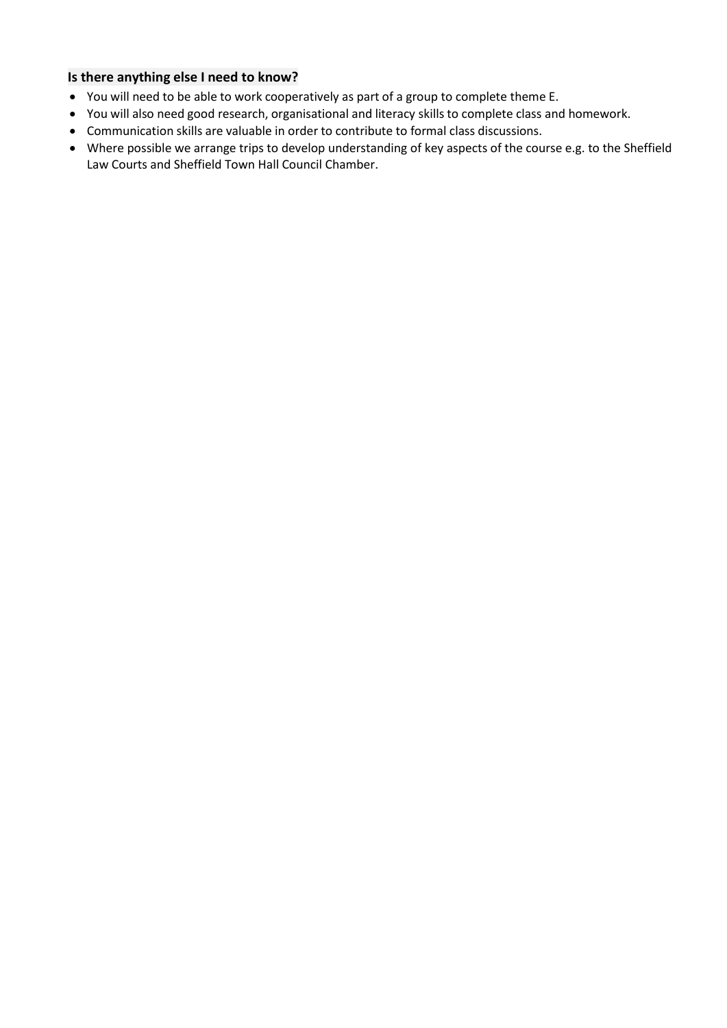### Is there anything else I need to know?

- You will need to be able to work cooperatively as part of a group to complete theme E.
- You will also need good research, organisational and literacy skills to complete class and homework.
- Communication skills are valuable in order to contribute to formal class discussions.
- Where possible we arrange trips to develop understanding of key aspects of the course e.g. to the Sheffield Law Courts and Sheffield Town Hall Council Chamber.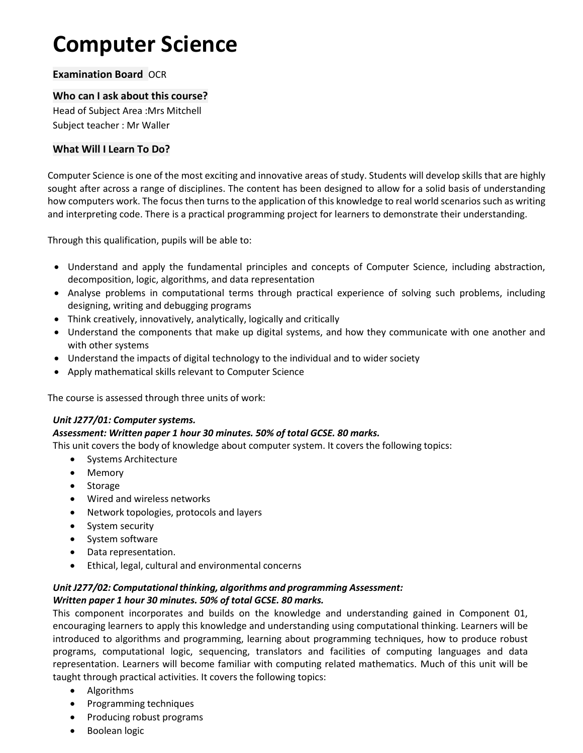# Computer Science

**Examination Board** OCR

**Who can I ask about this course?**

Head of Subject Area :Mrs Mitchell
Subject teacher : Mr Waller

**What Will I Learn To Do?**

Computer Science is one of the most exciting and innovative areas of study. Students will develop skills that are highly sought after across a range of disciplines. The content has been designed to allow for a solid basis of understanding how computers work. The focus then turns to the application of this knowledge to real world scenarios such as writing and interpreting code. There is a practical programming project for learners to demonstrate their understanding.

Through this qualification, pupils will be able to:

- Understand and apply the fundamental principles and concepts of Computer Science, including abstraction, decomposition, logic, algorithms, and data representation
- Analyse problems in computational terms through practical experience of solving such problems, including designing, writing and debugging programs
- Think creatively, innovatively, analytically, logically and critically
- Understand the components that make up digital systems, and how they communicate with one another and with other systems
- Understand the impacts of digital technology to the individual and to wider society
- Apply mathematical skills relevant to Computer Science

The course is assessed through three units of work:

***Unit J277/01: Computer systems.***
***Assessment: Written paper 1 hour 30 minutes. 50% of total GCSE. 80 marks.***
This unit covers the body of knowledge about computer system. It covers the following topics:

- Systems Architecture
- Memory
- Storage
- Wired and wireless networks
- Network topologies, protocols and layers
- System security
- System software
- Data representation.
- Ethical, legal, cultural and environmental concerns

***Unit J277/02: Computational thinking, algorithms and programming Assessment:***
***Written paper 1 hour 30 minutes. 50% of total GCSE. 80 marks.***
This component incorporates and builds on the knowledge and understanding gained in Component 01, encouraging learners to apply this knowledge and understanding using computational thinking. Learners will be introduced to algorithms and programming, learning about programming techniques, how to produce robust programs, computational logic, sequencing, translators and facilities of computing languages and data representation. Learners will become familiar with computing related mathematics. Much of this unit will be taught through practical activities. It covers the following topics:

- Algorithms
- Programming techniques
- Producing robust programs
- Boolean logic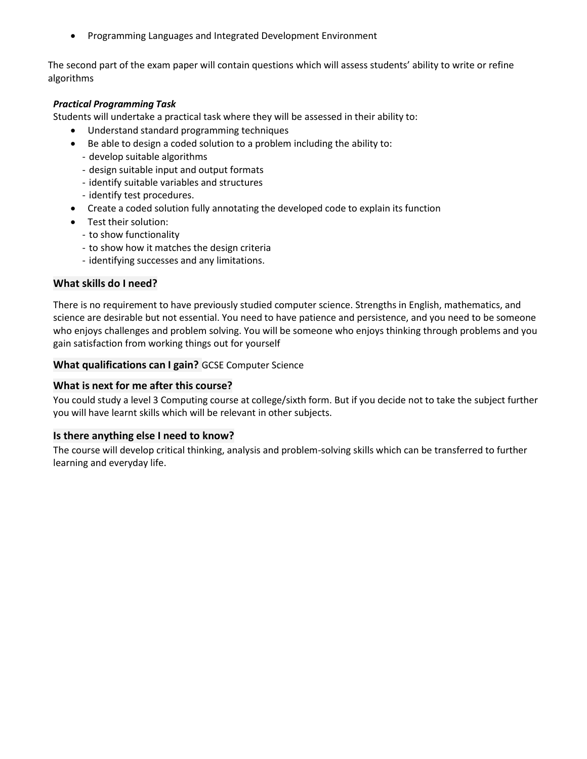- Programming Languages and Integrated Development Environment

The second part of the exam paper will contain questions which will assess students' ability to write or refine algorithms

***Practical Programming Task***

Students will undertake a practical task where they will be assessed in their ability to:

- Understand standard programming techniques
- Be able to design a coded solution to a problem including the ability to:
  - develop suitable algorithms
  - design suitable input and output formats
  - identify suitable variables and structures
  - identify test procedures.
- Create a coded solution fully annotating the developed code to explain its function
- Test their solution:
  - to show functionality
  - to show how it matches the design criteria
  - identifying successes and any limitations.

### What skills do I need?

There is no requirement to have previously studied computer science. Strengths in English, mathematics, and science are desirable but not essential. You need to have patience and persistence, and you need to be someone who enjoys challenges and problem solving. You will be someone who enjoys thinking through problems and you gain satisfaction from working things out for yourself

**What qualifications can I gain?** GCSE Computer Science

### What is next for me after this course?

You could study a level 3 Computing course at college/sixth form. But if you decide not to take the subject further you will have learnt skills which will be relevant in other subjects.

### Is there anything else I need to know?

The course will develop critical thinking, analysis and problem-solving skills which can be transferred to further learning and everyday life.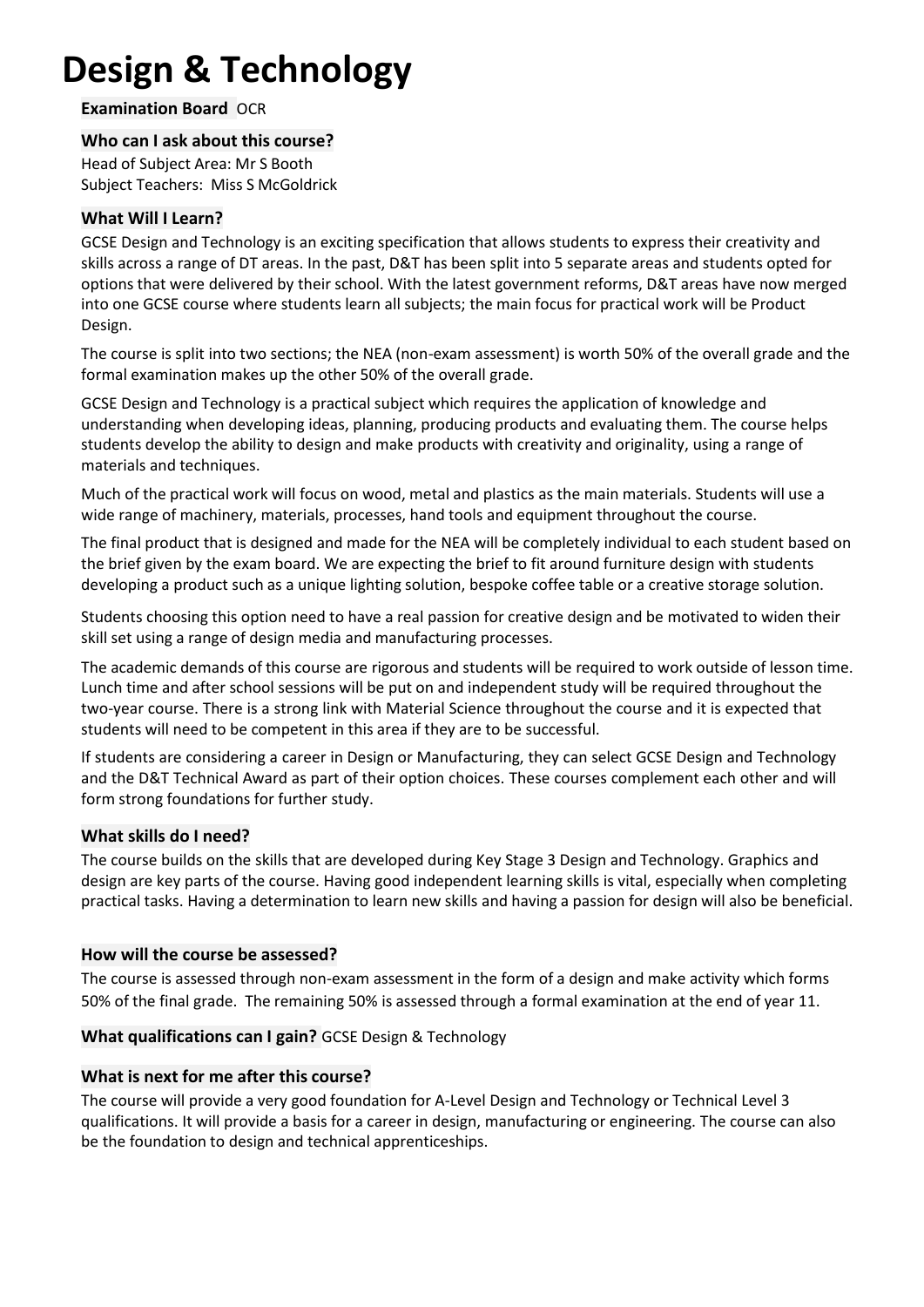# Design & Technology

**Examination Board** OCR

## Who can I ask about this course?

Head of Subject Area: Mr S Booth
Subject Teachers: Miss S McGoldrick

## What Will I Learn?

GCSE Design and Technology is an exciting specification that allows students to express their creativity and skills across a range of DT areas. In the past, D&T has been split into 5 separate areas and students opted for options that were delivered by their school. With the latest government reforms, D&T areas have now merged into one GCSE course where students learn all subjects; the main focus for practical work will be Product Design.

The course is split into two sections; the NEA (non-exam assessment) is worth 50% of the overall grade and the formal examination makes up the other 50% of the overall grade.

GCSE Design and Technology is a practical subject which requires the application of knowledge and understanding when developing ideas, planning, producing products and evaluating them. The course helps students develop the ability to design and make products with creativity and originality, using a range of materials and techniques.

Much of the practical work will focus on wood, metal and plastics as the main materials. Students will use a wide range of machinery, materials, processes, hand tools and equipment throughout the course.

The final product that is designed and made for the NEA will be completely individual to each student based on the brief given by the exam board. We are expecting the brief to fit around furniture design with students developing a product such as a unique lighting solution, bespoke coffee table or a creative storage solution.

Students choosing this option need to have a real passion for creative design and be motivated to widen their skill set using a range of design media and manufacturing processes.

The academic demands of this course are rigorous and students will be required to work outside of lesson time. Lunch time and after school sessions will be put on and independent study will be required throughout the two-year course. There is a strong link with Material Science throughout the course and it is expected that students will need to be competent in this area if they are to be successful.

If students are considering a career in Design or Manufacturing, they can select GCSE Design and Technology and the D&T Technical Award as part of their option choices. These courses complement each other and will form strong foundations for further study.

## What skills do I need?

The course builds on the skills that are developed during Key Stage 3 Design and Technology. Graphics and design are key parts of the course. Having good independent learning skills is vital, especially when completing practical tasks. Having a determination to learn new skills and having a passion for design will also be beneficial.

## How will the course be assessed?

The course is assessed through non-exam assessment in the form of a design and make activity which forms 50% of the final grade. The remaining 50% is assessed through a formal examination at the end of year 11.

**What qualifications can I gain?** GCSE Design & Technology

## What is next for me after this course?

The course will provide a very good foundation for A-Level Design and Technology or Technical Level 3 qualifications. It will provide a basis for a career in design, manufacturing or engineering. The course can also be the foundation to design and technical apprenticeships.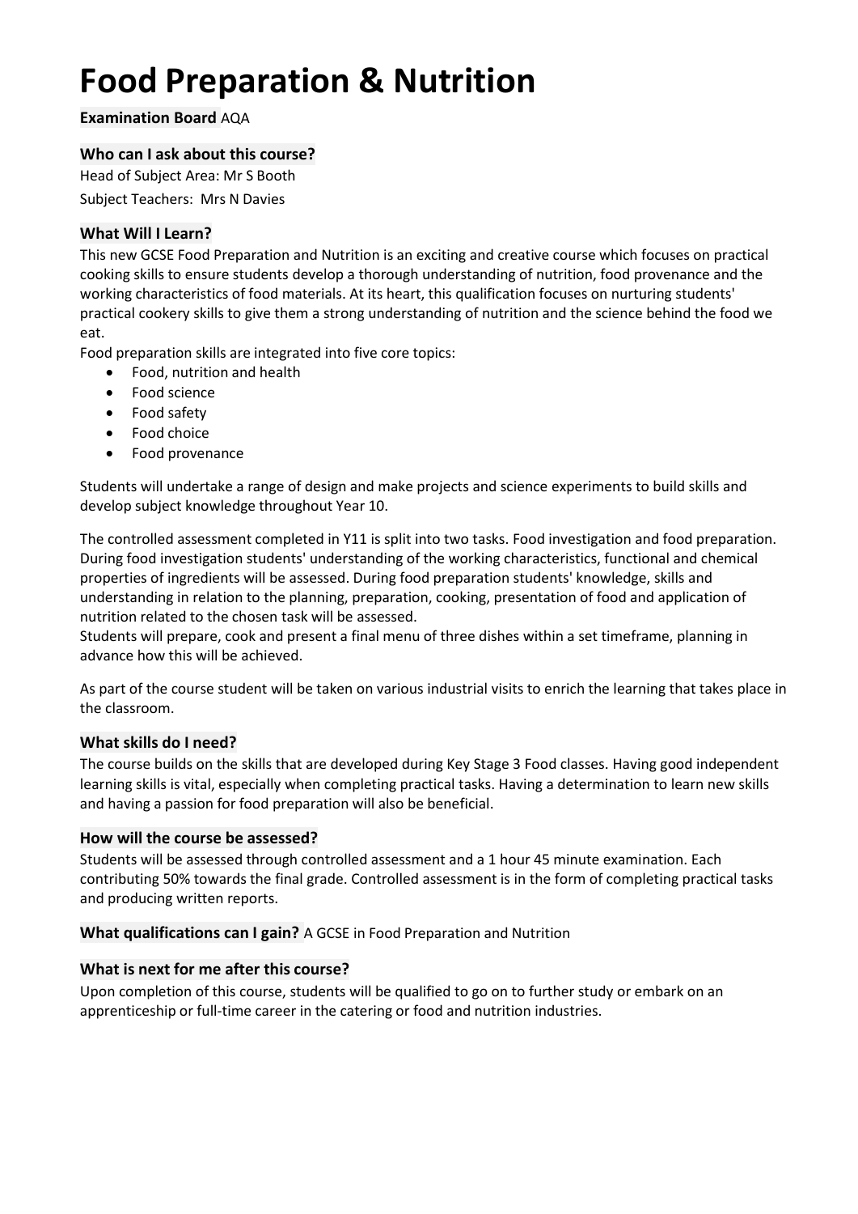# Food Preparation & Nutrition

**Examination Board** AQA

### Who can I ask about this course?

Head of Subject Area: Mr S Booth

Subject Teachers: Mrs N Davies

### What Will I Learn?

This new GCSE Food Preparation and Nutrition is an exciting and creative course which focuses on practical cooking skills to ensure students develop a thorough understanding of nutrition, food provenance and the working characteristics of food materials. At its heart, this qualification focuses on nurturing students' practical cookery skills to give them a strong understanding of nutrition and the science behind the food we eat.

Food preparation skills are integrated into five core topics:

- Food, nutrition and health
- Food science
- Food safety
- Food choice
- Food provenance

Students will undertake a range of design and make projects and science experiments to build skills and develop subject knowledge throughout Year 10.

The controlled assessment completed in Y11 is split into two tasks. Food investigation and food preparation. During food investigation students' understanding of the working characteristics, functional and chemical properties of ingredients will be assessed. During food preparation students' knowledge, skills and understanding in relation to the planning, preparation, cooking, presentation of food and application of nutrition related to the chosen task will be assessed.

Students will prepare, cook and present a final menu of three dishes within a set timeframe, planning in advance how this will be achieved.

As part of the course student will be taken on various industrial visits to enrich the learning that takes place in the classroom.

### What skills do I need?

The course builds on the skills that are developed during Key Stage 3 Food classes. Having good independent learning skills is vital, especially when completing practical tasks. Having a determination to learn new skills and having a passion for food preparation will also be beneficial.

### How will the course be assessed?

Students will be assessed through controlled assessment and a 1 hour 45 minute examination. Each contributing 50% towards the final grade. Controlled assessment is in the form of completing practical tasks and producing written reports.

**What qualifications can I gain?** A GCSE in Food Preparation and Nutrition

### What is next for me after this course?

Upon completion of this course, students will be qualified to go on to further study or embark on an apprenticeship or full-time career in the catering or food and nutrition industries.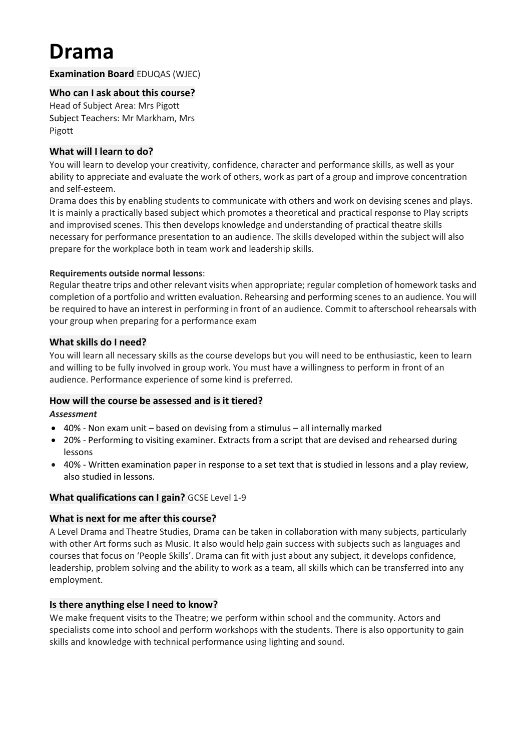# Drama

**Examination Board** EDUQAS (WJEC)

### Who can I ask about this course?

Head of Subject Area: Mrs Pigott
Subject Teachers: Mr Markham, Mrs Pigott

### What will I learn to do?

You will learn to develop your creativity, confidence, character and performance skills, as well as your ability to appreciate and evaluate the work of others, work as part of a group and improve concentration and self-esteem.

Drama does this by enabling students to communicate with others and work on devising scenes and plays. It is mainly a practically based subject which promotes a theoretical and practical response to Play scripts and improvised scenes. This then develops knowledge and understanding of practical theatre skills necessary for performance presentation to an audience. The skills developed within the subject will also prepare for the workplace both in team work and leadership skills.

**Requirements outside normal lessons**:

Regular theatre trips and other relevant visits when appropriate; regular completion of homework tasks and completion of a portfolio and written evaluation. Rehearsing and performing scenes to an audience. You will be required to have an interest in performing in front of an audience. Commit to afterschool rehearsals with your group when preparing for a performance exam

### What skills do I need?

You will learn all necessary skills as the course develops but you will need to be enthusiastic, keen to learn and willing to be fully involved in group work. You must have a willingness to perform in front of an audience. Performance experience of some kind is preferred.

### How will the course be assessed and is it tiered?

***Assessment***

- 40% - Non exam unit – based on devising from a stimulus – all internally marked
- 20% - Performing to visiting examiner. Extracts from a script that are devised and rehearsed during lessons
- 40% - Written examination paper in response to a set text that is studied in lessons and a play review, also studied in lessons.

**What qualifications can I gain?** GCSE Level 1-9

### What is next for me after this course?

A Level Drama and Theatre Studies, Drama can be taken in collaboration with many subjects, particularly with other Art forms such as Music. It also would help gain success with subjects such as languages and courses that focus on 'People Skills'. Drama can fit with just about any subject, it develops confidence, leadership, problem solving and the ability to work as a team, all skills which can be transferred into any employment.

### Is there anything else I need to know?

We make frequent visits to the Theatre; we perform within school and the community. Actors and specialists come into school and perform workshops with the students. There is also opportunity to gain skills and knowledge with technical performance using lighting and sound.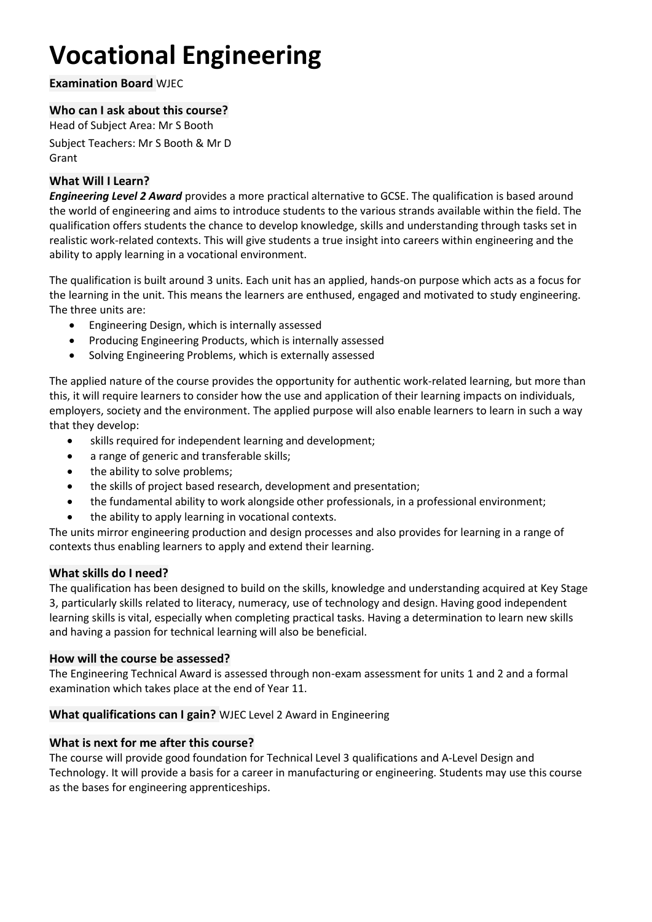# Vocational Engineering

**Examination Board** WJEC

### Who can I ask about this course?

Head of Subject Area: Mr S Booth

Subject Teachers: Mr S Booth & Mr D Grant

### What Will I Learn?

***Engineering Level 2 Award*** provides a more practical alternative to GCSE. The qualification is based around the world of engineering and aims to introduce students to the various strands available within the field. The qualification offers students the chance to develop knowledge, skills and understanding through tasks set in realistic work-related contexts. This will give students a true insight into careers within engineering and the ability to apply learning in a vocational environment.

The qualification is built around 3 units. Each unit has an applied, hands-on purpose which acts as a focus for the learning in the unit. This means the learners are enthused, engaged and motivated to study engineering. The three units are:

- Engineering Design, which is internally assessed
- Producing Engineering Products, which is internally assessed
- Solving Engineering Problems, which is externally assessed

The applied nature of the course provides the opportunity for authentic work-related learning, but more than this, it will require learners to consider how the use and application of their learning impacts on individuals, employers, society and the environment. The applied purpose will also enable learners to learn in such a way that they develop:

- skills required for independent learning and development;
- a range of generic and transferable skills;
- the ability to solve problems;
- the skills of project based research, development and presentation;
- the fundamental ability to work alongside other professionals, in a professional environment;
- the ability to apply learning in vocational contexts.

The units mirror engineering production and design processes and also provides for learning in a range of contexts thus enabling learners to apply and extend their learning.

### What skills do I need?

The qualification has been designed to build on the skills, knowledge and understanding acquired at Key Stage 3, particularly skills related to literacy, numeracy, use of technology and design. Having good independent learning skills is vital, especially when completing practical tasks. Having a determination to learn new skills and having a passion for technical learning will also be beneficial.

### How will the course be assessed?

The Engineering Technical Award is assessed through non-exam assessment for units 1 and 2 and a formal examination which takes place at the end of Year 11.

**What qualifications can I gain?** WJEC Level 2 Award in Engineering

### What is next for me after this course?

The course will provide good foundation for Technical Level 3 qualifications and A-Level Design and Technology. It will provide a basis for a career in manufacturing or engineering. Students may use this course as the bases for engineering apprenticeships.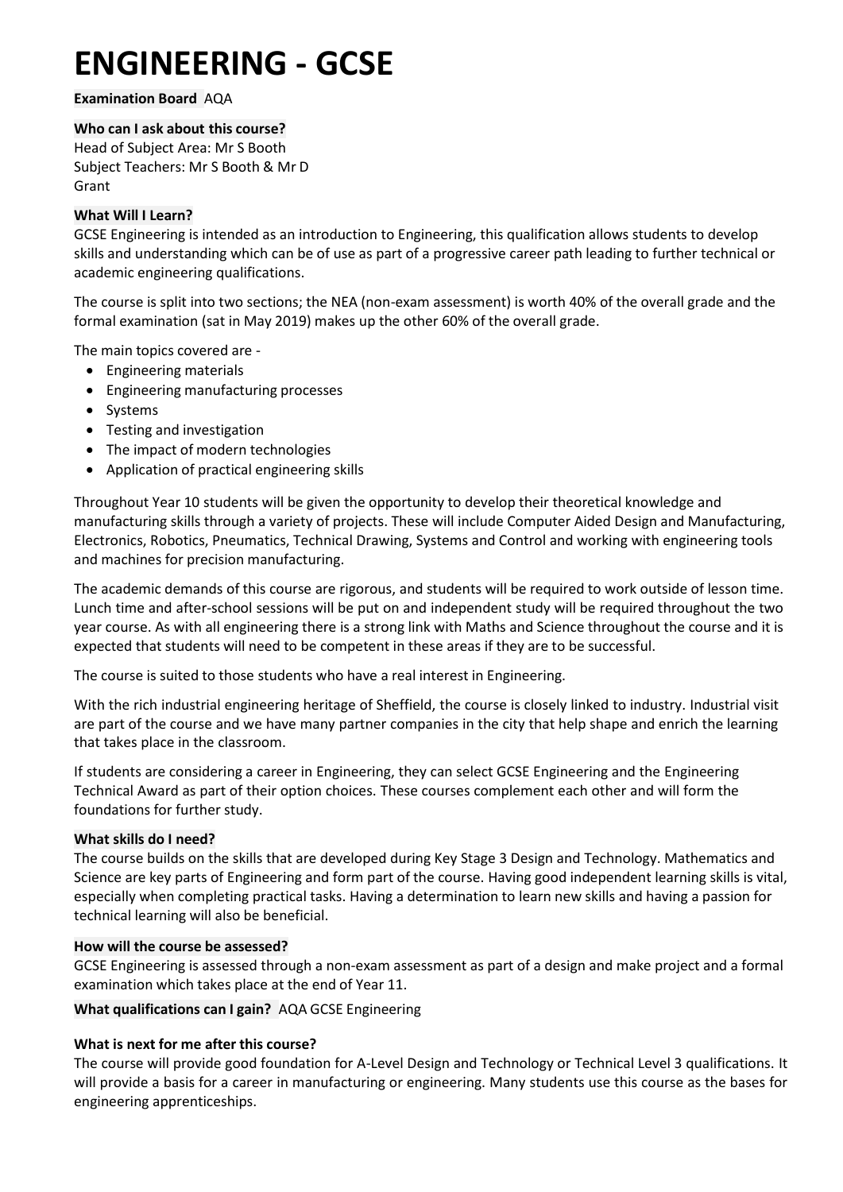# ENGINEERING - GCSE

**Examination Board** AQA

**Who can I ask about this course?**

Head of Subject Area: Mr S Booth
Subject Teachers: Mr S Booth & Mr D Grant

**What Will I Learn?**

GCSE Engineering is intended as an introduction to Engineering, this qualification allows students to develop skills and understanding which can be of use as part of a progressive career path leading to further technical or academic engineering qualifications.

The course is split into two sections; the NEA (non-exam assessment) is worth 40% of the overall grade and the formal examination (sat in May 2019) makes up the other 60% of the overall grade.

The main topics covered are -

- Engineering materials
- Engineering manufacturing processes
- Systems
- Testing and investigation
- The impact of modern technologies
- Application of practical engineering skills

Throughout Year 10 students will be given the opportunity to develop their theoretical knowledge and manufacturing skills through a variety of projects. These will include Computer Aided Design and Manufacturing, Electronics, Robotics, Pneumatics, Technical Drawing, Systems and Control and working with engineering tools and machines for precision manufacturing.

The academic demands of this course are rigorous, and students will be required to work outside of lesson time. Lunch time and after-school sessions will be put on and independent study will be required throughout the two year course. As with all engineering there is a strong link with Maths and Science throughout the course and it is expected that students will need to be competent in these areas if they are to be successful.

The course is suited to those students who have a real interest in Engineering.

With the rich industrial engineering heritage of Sheffield, the course is closely linked to industry. Industrial visit are part of the course and we have many partner companies in the city that help shape and enrich the learning that takes place in the classroom.

If students are considering a career in Engineering, they can select GCSE Engineering and the Engineering Technical Award as part of their option choices. These courses complement each other and will form the foundations for further study.

**What skills do I need?**

The course builds on the skills that are developed during Key Stage 3 Design and Technology. Mathematics and Science are key parts of Engineering and form part of the course. Having good independent learning skills is vital, especially when completing practical tasks. Having a determination to learn new skills and having a passion for technical learning will also be beneficial.

**How will the course be assessed?**

GCSE Engineering is assessed through a non-exam assessment as part of a design and make project and a formal examination which takes place at the end of Year 11.

**What qualifications can I gain?** AQA GCSE Engineering

**What is next for me after this course?**

The course will provide good foundation for A-Level Design and Technology or Technical Level 3 qualifications. It will provide a basis for a career in manufacturing or engineering. Many students use this course as the bases for engineering apprenticeships.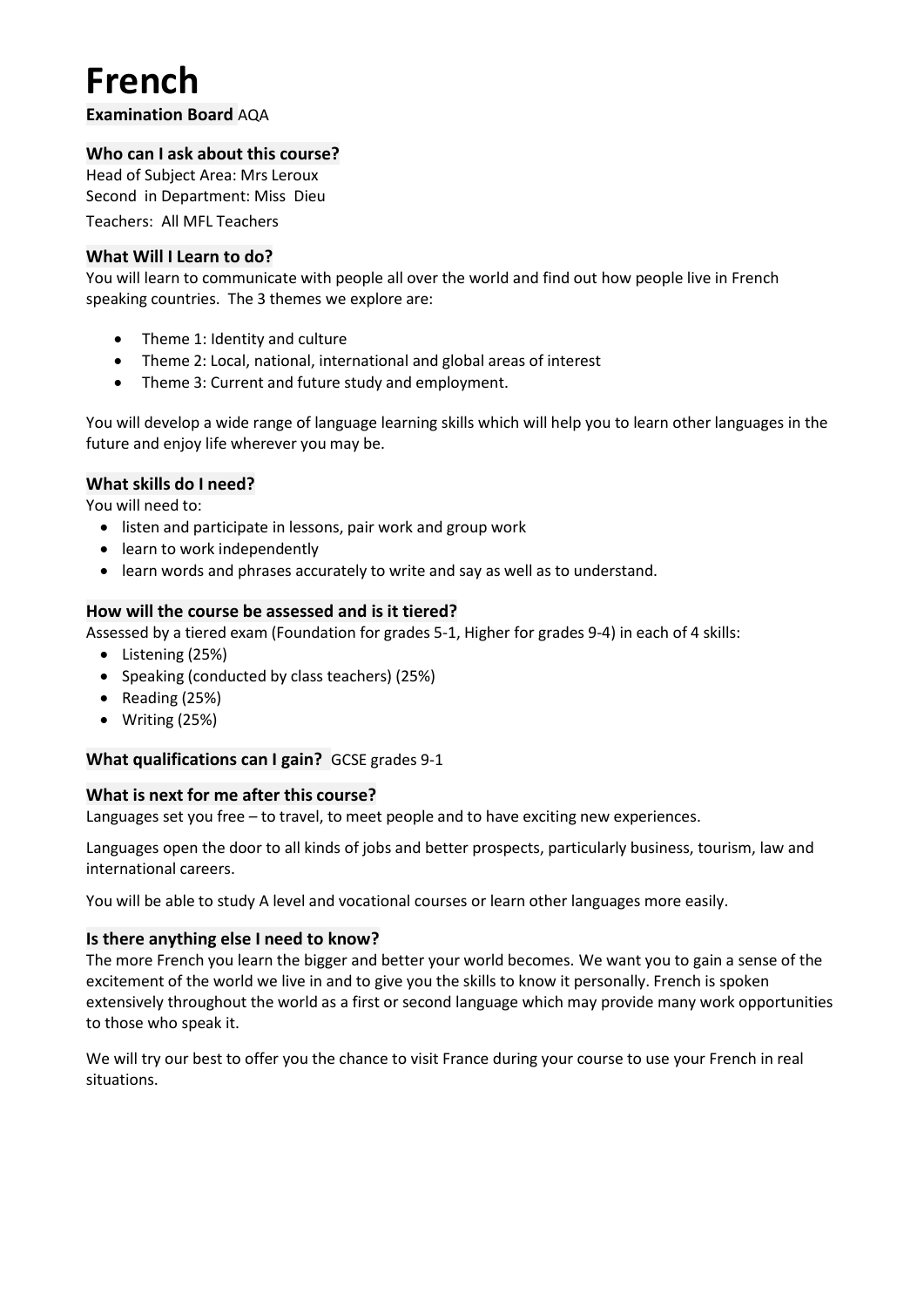# French

**Examination Board** AQA

### Who can I ask about this course?

Head of Subject Area: Mrs Leroux
Second in Department: Miss Dieu
Teachers: All MFL Teachers

### What Will I Learn to do?

You will learn to communicate with people all over the world and find out how people live in French speaking countries. The 3 themes we explore are:

- Theme 1: Identity and culture
- Theme 2: Local, national, international and global areas of interest
- Theme 3: Current and future study and employment.

You will develop a wide range of language learning skills which will help you to learn other languages in the future and enjoy life wherever you may be.

### What skills do I need?

You will need to:

- listen and participate in lessons, pair work and group work
- learn to work independently
- learn words and phrases accurately to write and say as well as to understand.

### How will the course be assessed and is it tiered?

Assessed by a tiered exam (Foundation for grades 5-1, Higher for grades 9-4) in each of 4 skills:

- Listening (25%)
- Speaking (conducted by class teachers) (25%)
- Reading (25%)
- Writing (25%)

**What qualifications can I gain?** GCSE grades 9-1

### What is next for me after this course?

Languages set you free – to travel, to meet people and to have exciting new experiences.

Languages open the door to all kinds of jobs and better prospects, particularly business, tourism, law and international careers.

You will be able to study A level and vocational courses or learn other languages more easily.

### Is there anything else I need to know?

The more French you learn the bigger and better your world becomes. We want you to gain a sense of the excitement of the world we live in and to give you the skills to know it personally. French is spoken extensively throughout the world as a first or second language which may provide many work opportunities to those who speak it.

We will try our best to offer you the chance to visit France during your course to use your French in real situations.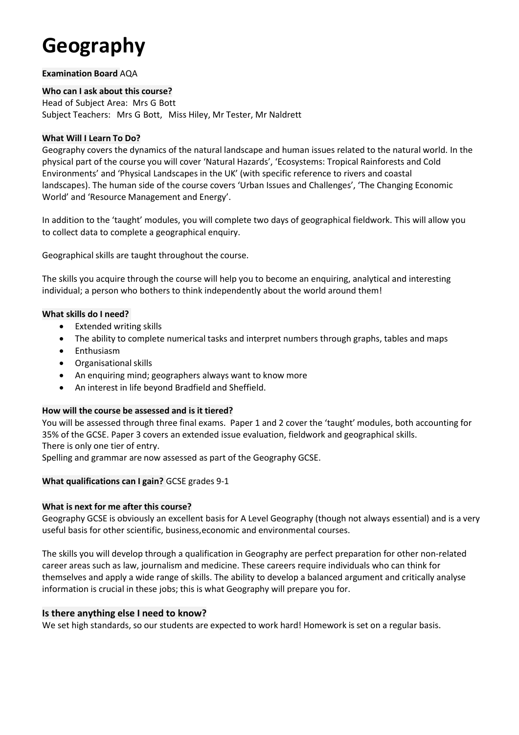# Geography

**Examination Board** AQA

**Who can I ask about this course?**
Head of Subject Area: Mrs G Bott
Subject Teachers: Mrs G Bott, Miss Hiley, Mr Tester, Mr Naldrett

**What Will I Learn To Do?**
Geography covers the dynamics of the natural landscape and human issues related to the natural world. In the physical part of the course you will cover 'Natural Hazards', 'Ecosystems: Tropical Rainforests and Cold Environments' and 'Physical Landscapes in the UK' (with specific reference to rivers and coastal landscapes). The human side of the course covers 'Urban Issues and Challenges', 'The Changing Economic World' and 'Resource Management and Energy'.

In addition to the 'taught' modules, you will complete two days of geographical fieldwork. This will allow you to collect data to complete a geographical enquiry.

Geographical skills are taught throughout the course.

The skills you acquire through the course will help you to become an enquiring, analytical and interesting individual; a person who bothers to think independently about the world around them!

**What skills do I need?**

- Extended writing skills
- The ability to complete numerical tasks and interpret numbers through graphs, tables and maps
- Enthusiasm
- Organisational skills
- An enquiring mind; geographers always want to know more
- An interest in life beyond Bradfield and Sheffield.

**How will the course be assessed and is it tiered?**
You will be assessed through three final exams. Paper 1 and 2 cover the 'taught' modules, both accounting for 35% of the GCSE. Paper 3 covers an extended issue evaluation, fieldwork and geographical skills.
There is only one tier of entry.
Spelling and grammar are now assessed as part of the Geography GCSE.

**What qualifications can I gain?** GCSE grades 9-1

**What is next for me after this course?**
Geography GCSE is obviously an excellent basis for A Level Geography (though not always essential) and is a very useful basis for other scientific, business,economic and environmental courses.

The skills you will develop through a qualification in Geography are perfect preparation for other non-related career areas such as law, journalism and medicine. These careers require individuals who can think for themselves and apply a wide range of skills. The ability to develop a balanced argument and critically analyse information is crucial in these jobs; this is what Geography will prepare you for.

**Is there anything else I need to know?**
We set high standards, so our students are expected to work hard! Homework is set on a regular basis.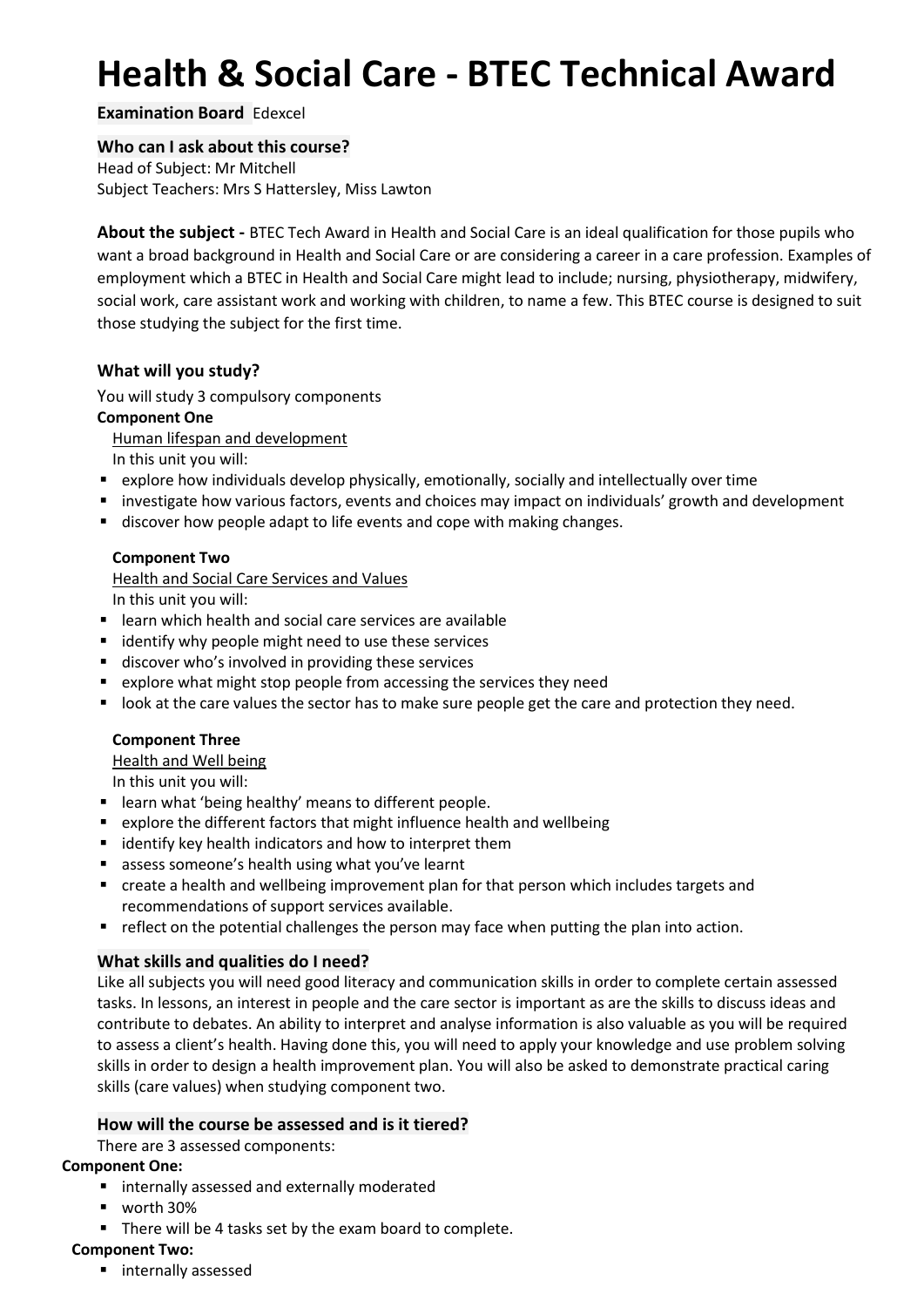# Health & Social Care - BTEC Technical Award

**Examination Board** Edexcel

### Who can I ask about this course?

Head of Subject: Mr Mitchell
Subject Teachers: Mrs S Hattersley, Miss Lawton

**About the subject -** BTEC Tech Award in Health and Social Care is an ideal qualification for those pupils who want a broad background in Health and Social Care or are considering a career in a care profession. Examples of employment which a BTEC in Health and Social Care might lead to include; nursing, physiotherapy, midwifery, social work, care assistant work and working with children, to name a few. This BTEC course is designed to suit those studying the subject for the first time.

### What will you study?

You will study 3 compulsory components

**Component One**

Human lifespan and development

In this unit you will:

- explore how individuals develop physically, emotionally, socially and intellectually over time
- investigate how various factors, events and choices may impact on individuals' growth and development
- discover how people adapt to life events and cope with making changes.

**Component Two**

Health and Social Care Services and Values

In this unit you will:

- learn which health and social care services are available
- identify why people might need to use these services
- discover who's involved in providing these services
- explore what might stop people from accessing the services they need
- look at the care values the sector has to make sure people get the care and protection they need.

**Component Three**

Health and Well being

In this unit you will:

- learn what 'being healthy' means to different people.
- explore the different factors that might influence health and wellbeing
- identify key health indicators and how to interpret them
- assess someone's health using what you've learnt
- create a health and wellbeing improvement plan for that person which includes targets and recommendations of support services available.
- reflect on the potential challenges the person may face when putting the plan into action.

### What skills and qualities do I need?

Like all subjects you will need good literacy and communication skills in order to complete certain assessed tasks. In lessons, an interest in people and the care sector is important as are the skills to discuss ideas and contribute to debates. An ability to interpret and analyse information is also valuable as you will be required to assess a client's health. Having done this, you will need to apply your knowledge and use problem solving skills in order to design a health improvement plan. You will also be asked to demonstrate practical caring skills (care values) when studying component two.

### How will the course be assessed and is it tiered?

There are 3 assessed components:

**Component One:**

- internally assessed and externally moderated
- worth 30%
- There will be 4 tasks set by the exam board to complete.

**Component Two:**

- internally assessed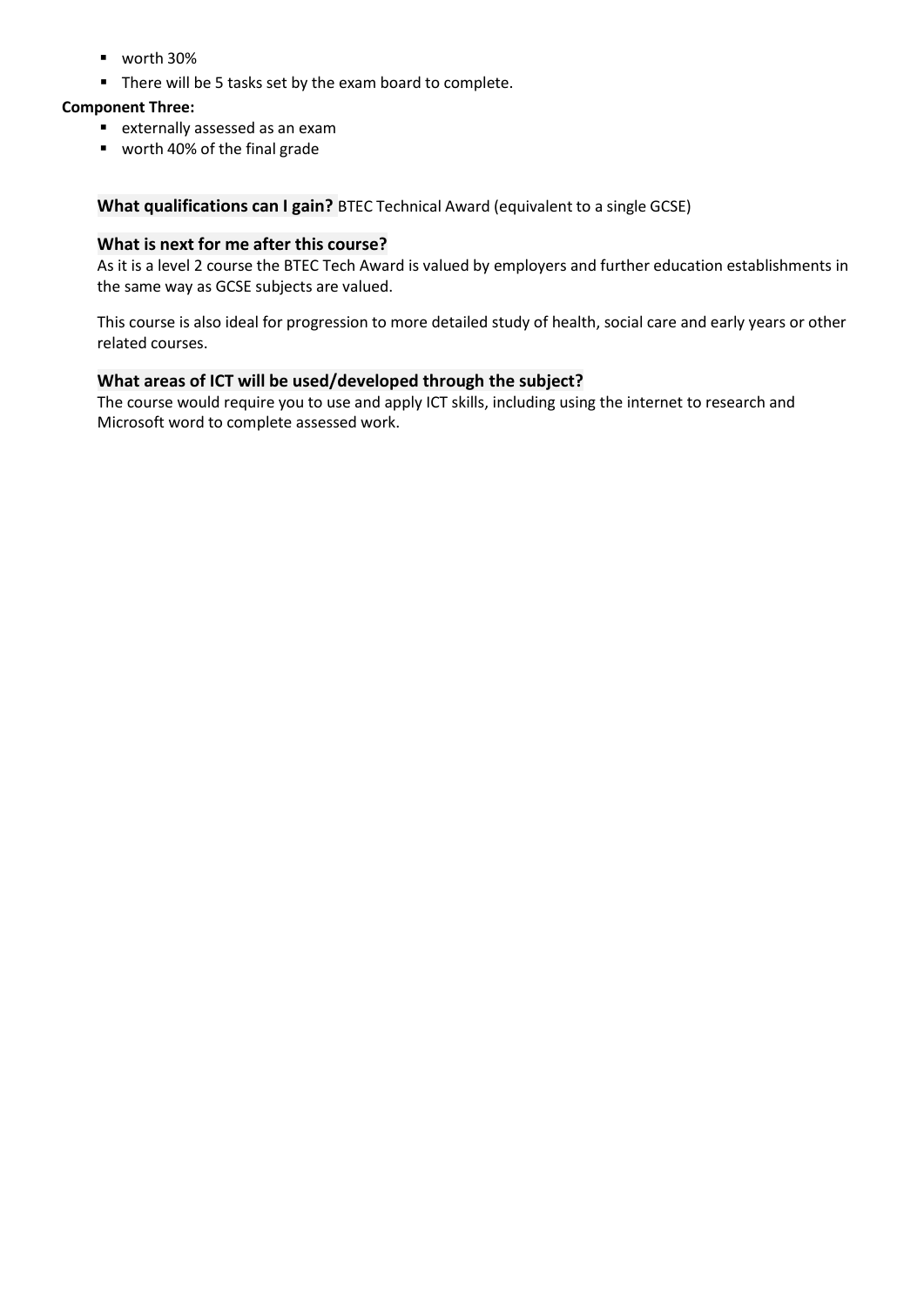- worth 30%
- There will be 5 tasks set by the exam board to complete.

**Component Three:**

- externally assessed as an exam
- worth 40% of the final grade

**What qualifications can I gain?** BTEC Technical Award (equivalent to a single GCSE)

### What is next for me after this course?

As it is a level 2 course the BTEC Tech Award is valued by employers and further education establishments in the same way as GCSE subjects are valued.

This course is also ideal for progression to more detailed study of health, social care and early years or other related courses.

### What areas of ICT will be used/developed through the subject?

The course would require you to use and apply ICT skills, including using the internet to research and Microsoft word to complete assessed work.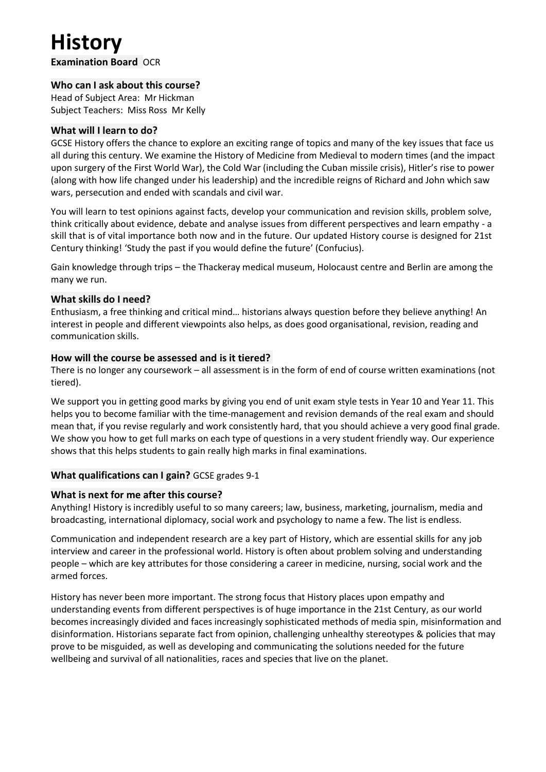# History

**Examination Board** OCR

### Who can I ask about this course?

Head of Subject Area: Mr Hickman
Subject Teachers: Miss Ross Mr Kelly

### What will I learn to do?

GCSE History offers the chance to explore an exciting range of topics and many of the key issues that face us all during this century. We examine the History of Medicine from Medieval to modern times (and the impact upon surgery of the First World War), the Cold War (including the Cuban missile crisis), Hitler's rise to power (along with how life changed under his leadership) and the incredible reigns of Richard and John which saw wars, persecution and ended with scandals and civil war.

You will learn to test opinions against facts, develop your communication and revision skills, problem solve, think critically about evidence, debate and analyse issues from different perspectives and learn empathy - a skill that is of vital importance both now and in the future. Our updated History course is designed for 21st Century thinking! 'Study the past if you would define the future' (Confucius).

Gain knowledge through trips – the Thackeray medical museum, Holocaust centre and Berlin are among the many we run.

### What skills do I need?

Enthusiasm, a free thinking and critical mind… historians always question before they believe anything! An interest in people and different viewpoints also helps, as does good organisational, revision, reading and communication skills.

### How will the course be assessed and is it tiered?

There is no longer any coursework – all assessment is in the form of end of course written examinations (not tiered).

We support you in getting good marks by giving you end of unit exam style tests in Year 10 and Year 11. This helps you to become familiar with the time-management and revision demands of the real exam and should mean that, if you revise regularly and work consistently hard, that you should achieve a very good final grade. We show you how to get full marks on each type of questions in a very student friendly way. Our experience shows that this helps students to gain really high marks in final examinations.

### What qualifications can I gain? GCSE grades 9-1

### What is next for me after this course?

Anything! History is incredibly useful to so many careers; law, business, marketing, journalism, media and broadcasting, international diplomacy, social work and psychology to name a few. The list is endless.

Communication and independent research are a key part of History, which are essential skills for any job interview and career in the professional world. History is often about problem solving and understanding people – which are key attributes for those considering a career in medicine, nursing, social work and the armed forces.

History has never been more important. The strong focus that History places upon empathy and understanding events from different perspectives is of huge importance in the 21st Century, as our world becomes increasingly divided and faces increasingly sophisticated methods of media spin, misinformation and disinformation. Historians separate fact from opinion, challenging unhealthy stereotypes & policies that may prove to be misguided, as well as developing and communicating the solutions needed for the future wellbeing and survival of all nationalities, races and species that live on the planet.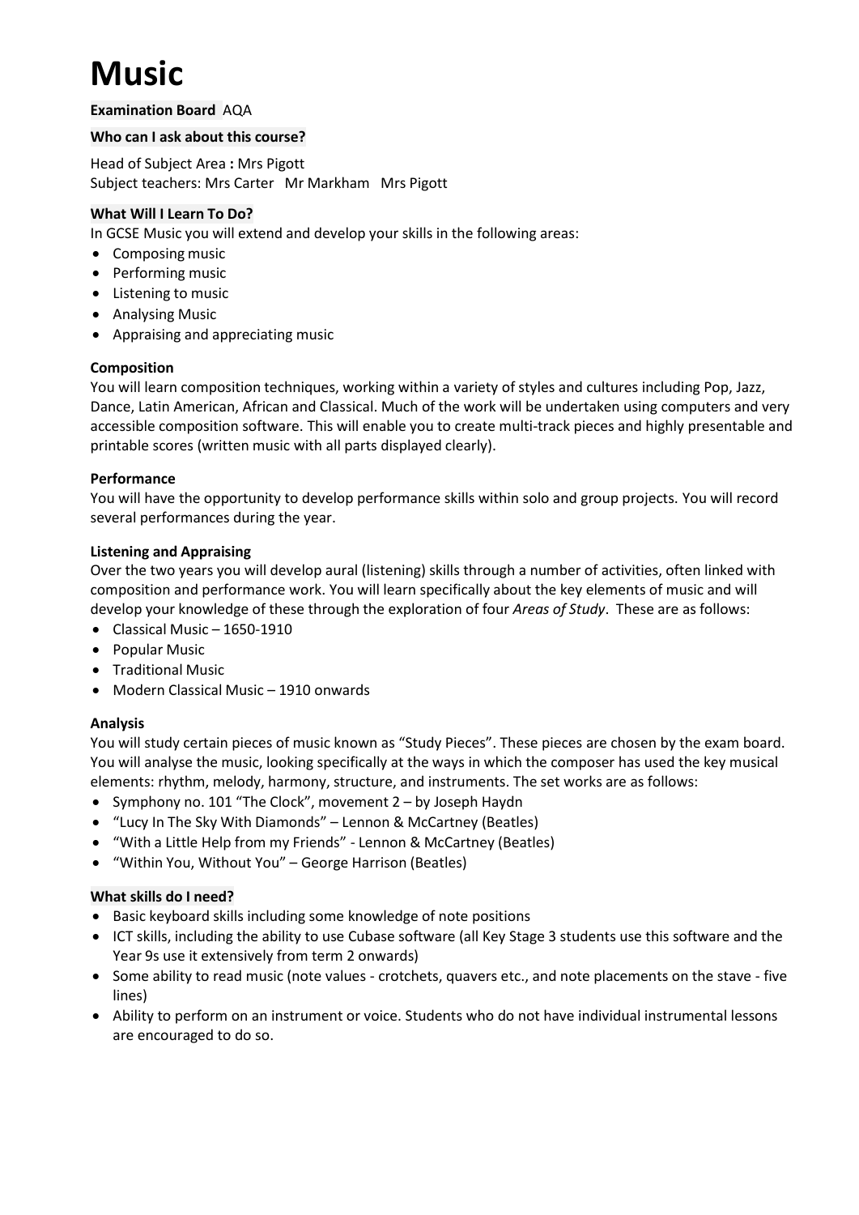# Music

**Examination Board** AQA

**Who can I ask about this course?**

Head of Subject Area **:** Mrs Pigott
Subject teachers: Mrs Carter Mr Markham Mrs Pigott

**What Will I Learn To Do?**

In GCSE Music you will extend and develop your skills in the following areas:

- Composing music
- Performing music
- Listening to music
- Analysing Music
- Appraising and appreciating music

**Composition**

You will learn composition techniques, working within a variety of styles and cultures including Pop, Jazz, Dance, Latin American, African and Classical. Much of the work will be undertaken using computers and very accessible composition software. This will enable you to create multi-track pieces and highly presentable and printable scores (written music with all parts displayed clearly).

**Performance**

You will have the opportunity to develop performance skills within solo and group projects. You will record several performances during the year.

**Listening and Appraising**

Over the two years you will develop aural (listening) skills through a number of activities, often linked with composition and performance work. You will learn specifically about the key elements of music and will develop your knowledge of these through the exploration of four *Areas of Study*. These are as follows:

- Classical Music – 1650-1910
- Popular Music
- Traditional Music
- Modern Classical Music – 1910 onwards

**Analysis**

You will study certain pieces of music known as "Study Pieces". These pieces are chosen by the exam board. You will analyse the music, looking specifically at the ways in which the composer has used the key musical elements: rhythm, melody, harmony, structure, and instruments. The set works are as follows:

- Symphony no. 101 "The Clock", movement 2 – by Joseph Haydn
- "Lucy In The Sky With Diamonds" – Lennon & McCartney (Beatles)
- "With a Little Help from my Friends" - Lennon & McCartney (Beatles)
- "Within You, Without You" – George Harrison (Beatles)

**What skills do I need?**

- Basic keyboard skills including some knowledge of note positions
- ICT skills, including the ability to use Cubase software (all Key Stage 3 students use this software and the Year 9s use it extensively from term 2 onwards)
- Some ability to read music (note values - crotchets, quavers etc., and note placements on the stave - five lines)
- Ability to perform on an instrument or voice. Students who do not have individual instrumental lessons are encouraged to do so.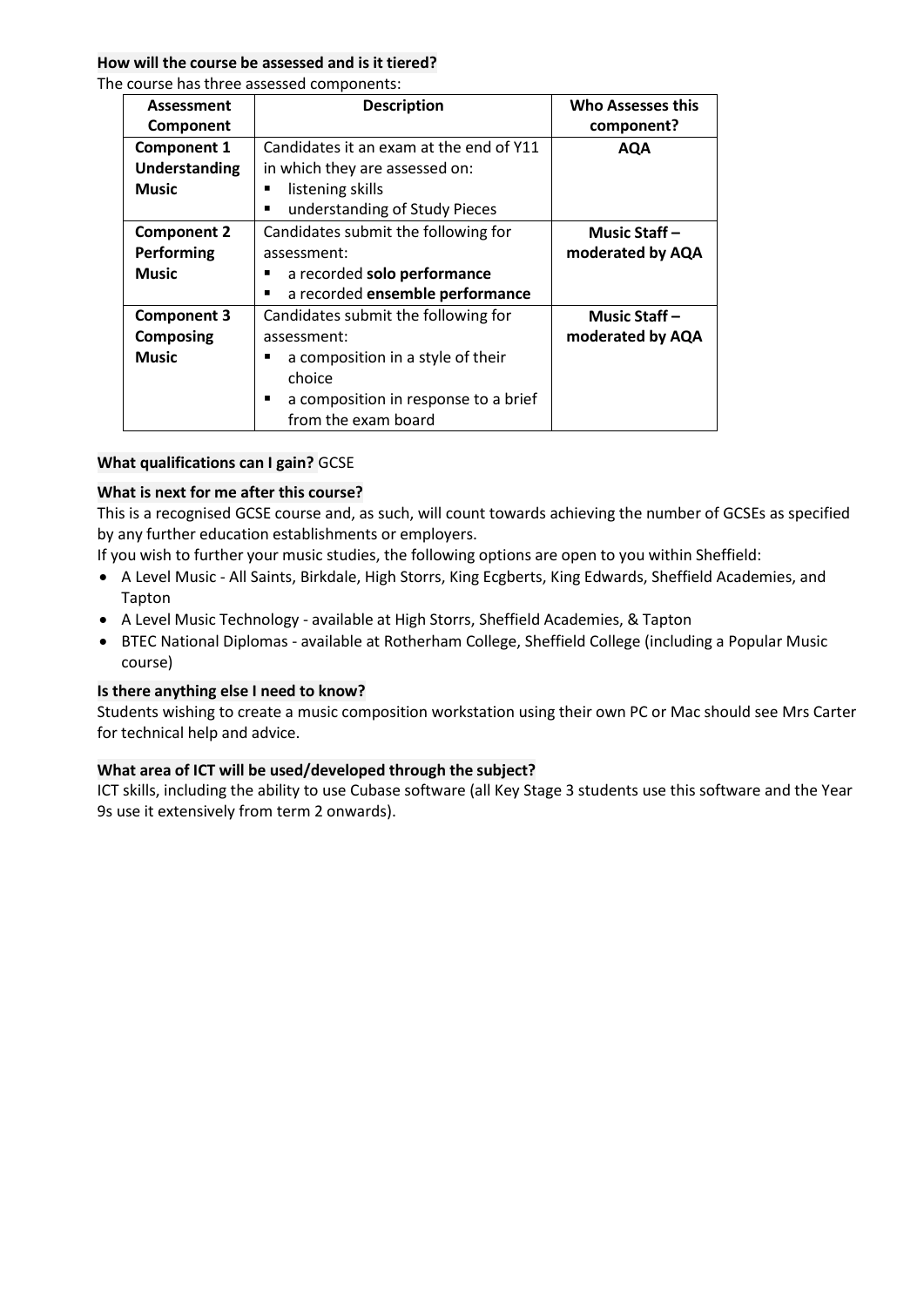**How will the course be assessed and is it tiered?**

The course has three assessed components:

| Assessment Component | Description | Who Assesses this component? |
|---|---|---|
| **Component 1 Understanding Music** | Candidates it an exam at the end of Y11 in which they are assessed on:<br>▪ listening skills<br>▪ understanding of Study Pieces | **AQA** |
| **Component 2 Performing Music** | Candidates submit the following for assessment:<br>▪ a recorded **solo performance**<br>▪ a recorded **ensemble performance** | **Music Staff – moderated by AQA** |
| **Component 3 Composing Music** | Candidates submit the following for assessment:<br>▪ a composition in a style of their choice<br>▪ a composition in response to a brief from the exam board | **Music Staff – moderated by AQA** |

**What qualifications can I gain?** GCSE

**What is next for me after this course?**

This is a recognised GCSE course and, as such, will count towards achieving the number of GCSEs as specified by any further education establishments or employers.

If you wish to further your music studies, the following options are open to you within Sheffield:

- A Level Music - All Saints, Birkdale, High Storrs, King Ecgberts, King Edwards, Sheffield Academies, and Tapton
- A Level Music Technology - available at High Storrs, Sheffield Academies, & Tapton
- BTEC National Diplomas - available at Rotherham College, Sheffield College (including a Popular Music course)

**Is there anything else I need to know?**

Students wishing to create a music composition workstation using their own PC or Mac should see Mrs Carter for technical help and advice.

**What area of ICT will be used/developed through the subject?**

ICT skills, including the ability to use Cubase software (all Key Stage 3 students use this software and the Year 9s use it extensively from term 2 onwards).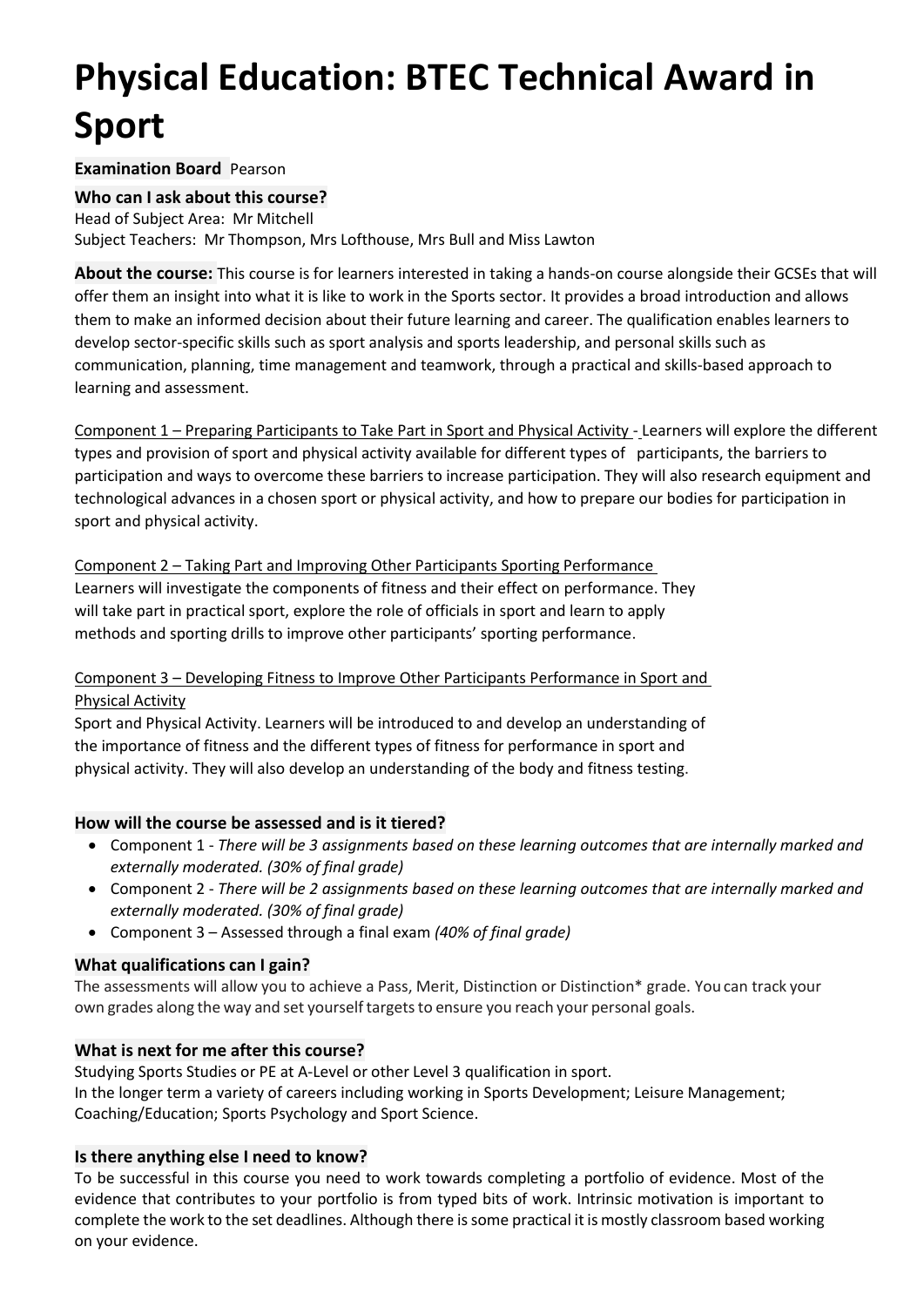# Physical Education: BTEC Technical Award in Sport

**Examination Board** Pearson

**Who can I ask about this course?**
Head of Subject Area: Mr Mitchell
Subject Teachers: Mr Thompson, Mrs Lofthouse, Mrs Bull and Miss Lawton

**About the course:** This course is for learners interested in taking a hands-on course alongside their GCSEs that will offer them an insight into what it is like to work in the Sports sector. It provides a broad introduction and allows them to make an informed decision about their future learning and career. The qualification enables learners to develop sector-specific skills such as sport analysis and sports leadership, and personal skills such as communication, planning, time management and teamwork, through a practical and skills-based approach to learning and assessment.

Component 1 – Preparing Participants to Take Part in Sport and Physical Activity - Learners will explore the different types and provision of sport and physical activity available for different types of participants, the barriers to participation and ways to overcome these barriers to increase participation. They will also research equipment and technological advances in a chosen sport or physical activity, and how to prepare our bodies for participation in sport and physical activity.

Component 2 – Taking Part and Improving Other Participants Sporting Performance
Learners will investigate the components of fitness and their effect on performance. They will take part in practical sport, explore the role of officials in sport and learn to apply methods and sporting drills to improve other participants' sporting performance.

Component 3 – Developing Fitness to Improve Other Participants Performance in Sport and Physical Activity
Sport and Physical Activity. Learners will be introduced to and develop an understanding of the importance of fitness and the different types of fitness for performance in sport and physical activity. They will also develop an understanding of the body and fitness testing.

**How will the course be assessed and is it tiered?**

- Component 1 - *There will be 3 assignments based on these learning outcomes that are internally marked and externally moderated. (30% of final grade)*
- Component 2 - *There will be 2 assignments based on these learning outcomes that are internally marked and externally moderated. (30% of final grade)*
- Component 3 – Assessed through a final exam *(40% of final grade)*

**What qualifications can I gain?**
The assessments will allow you to achieve a Pass, Merit, Distinction or Distinction* grade. You can track your own grades along the way and set yourself targets to ensure you reach your personal goals.

**What is next for me after this course?**
Studying Sports Studies or PE at A-Level or other Level 3 qualification in sport.
In the longer term a variety of careers including working in Sports Development; Leisure Management; Coaching/Education; Sports Psychology and Sport Science.

**Is there anything else I need to know?**
To be successful in this course you need to work towards completing a portfolio of evidence. Most of the evidence that contributes to your portfolio is from typed bits of work. Intrinsic motivation is important to complete the work to the set deadlines. Although there is some practical it is mostly classroom based working on your evidence.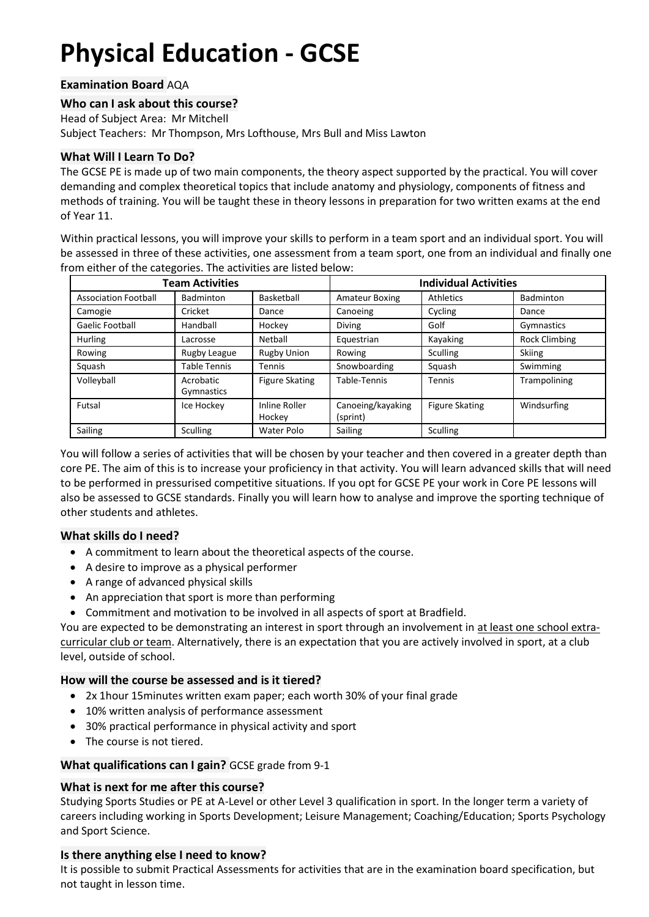# Physical Education - GCSE

**Examination Board** AQA

### Who can I ask about this course?

Head of Subject Area: Mr Mitchell
Subject Teachers: Mr Thompson, Mrs Lofthouse, Mrs Bull and Miss Lawton

### What Will I Learn To Do?

The GCSE PE is made up of two main components, the theory aspect supported by the practical. You will cover demanding and complex theoretical topics that include anatomy and physiology, components of fitness and methods of training. You will be taught these in theory lessons in preparation for two written exams at the end of Year 11.

Within practical lessons, you will improve your skills to perform in a team sport and an individual sport. You will be assessed in three of these activities, one assessment from a team sport, one from an individual and finally one from either of the categories. The activities are listed below:

| Team Activities | | | Individual Activities | | |
|---|---|---|---|---|---|
| Association Football | Badminton | Basketball | Amateur Boxing | Athletics | Badminton |
| Camogie | Cricket | Dance | Canoeing | Cycling | Dance |
| Gaelic Football | Handball | Hockey | Diving | Golf | Gymnastics |
| Hurling | Lacrosse | Netball | Equestrian | Kayaking | Rock Climbing |
| Rowing | Rugby League | Rugby Union | Rowing | Sculling | Skiing |
| Squash | Table Tennis | Tennis | Snowboarding | Squash | Swimming |
| Volleyball | Acrobatic Gymnastics | Figure Skating | Table-Tennis | Tennis | Trampolining |
| Futsal | Ice Hockey | Inline Roller Hockey | Canoeing/kayaking (sprint) | Figure Skating | Windsurfing |
| Sailing | Sculling | Water Polo | Sailing | Sculling | |

You will follow a series of activities that will be chosen by your teacher and then covered in a greater depth than core PE. The aim of this is to increase your proficiency in that activity. You will learn advanced skills that will need to be performed in pressurised competitive situations. If you opt for GCSE PE your work in Core PE lessons will also be assessed to GCSE standards. Finally you will learn how to analyse and improve the sporting technique of other students and athletes.

### What skills do I need?

- A commitment to learn about the theoretical aspects of the course.
- A desire to improve as a physical performer
- A range of advanced physical skills
- An appreciation that sport is more than performing
- Commitment and motivation to be involved in all aspects of sport at Bradfield.

You are expected to be demonstrating an interest in sport through an involvement in at least one school extra-curricular club or team. Alternatively, there is an expectation that you are actively involved in sport, at a club level, outside of school.

### How will the course be assessed and is it tiered?

- 2x 1hour 15minutes written exam paper; each worth 30% of your final grade
- 10% written analysis of performance assessment
- 30% practical performance in physical activity and sport
- The course is not tiered.

**What qualifications can I gain?** GCSE grade from 9-1

### What is next for me after this course?

Studying Sports Studies or PE at A-Level or other Level 3 qualification in sport. In the longer term a variety of careers including working in Sports Development; Leisure Management; Coaching/Education; Sports Psychology and Sport Science.

### Is there anything else I need to know?

It is possible to submit Practical Assessments for activities that are in the examination board specification, but not taught in lesson time.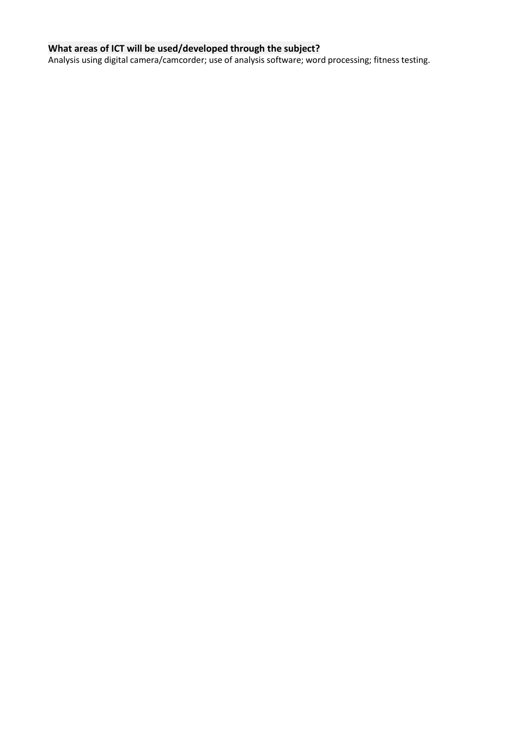**What areas of ICT will be used/developed through the subject?**

Analysis using digital camera/camcorder; use of analysis software; word processing; fitness testing.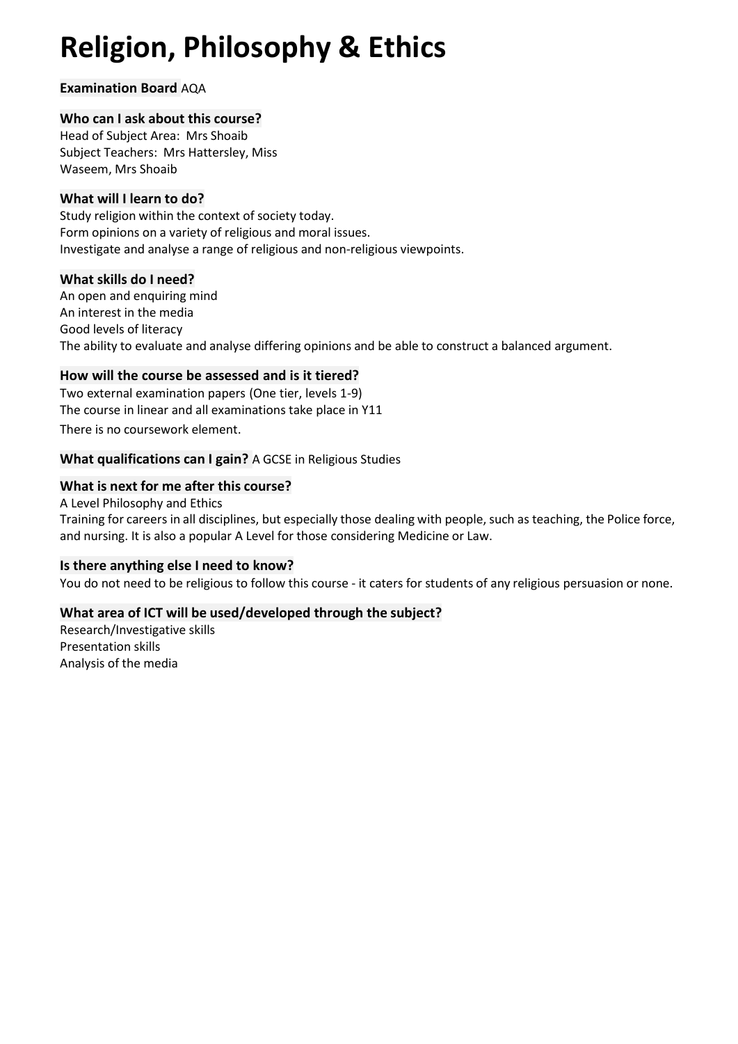# Religion, Philosophy & Ethics

**Examination Board** AQA

**Who can I ask about this course?**

Head of Subject Area: Mrs Shoaib
Subject Teachers: Mrs Hattersley, Miss Waseem, Mrs Shoaib

**What will I learn to do?**

Study religion within the context of society today.
Form opinions on a variety of religious and moral issues.
Investigate and analyse a range of religious and non-religious viewpoints.

**What skills do I need?**

An open and enquiring mind
An interest in the media
Good levels of literacy
The ability to evaluate and analyse differing opinions and be able to construct a balanced argument.

**How will the course be assessed and is it tiered?**

Two external examination papers (One tier, levels 1-9)
The course in linear and all examinations take place in Y11
There is no coursework element.

**What qualifications can I gain?** A GCSE in Religious Studies

**What is next for me after this course?**

A Level Philosophy and Ethics
Training for careers in all disciplines, but especially those dealing with people, such as teaching, the Police force, and nursing. It is also a popular A Level for those considering Medicine or Law.

**Is there anything else I need to know?**

You do not need to be religious to follow this course - it caters for students of any religious persuasion or none.

**What area of ICT will be used/developed through the subject?**

Research/Investigative skills
Presentation skills
Analysis of the media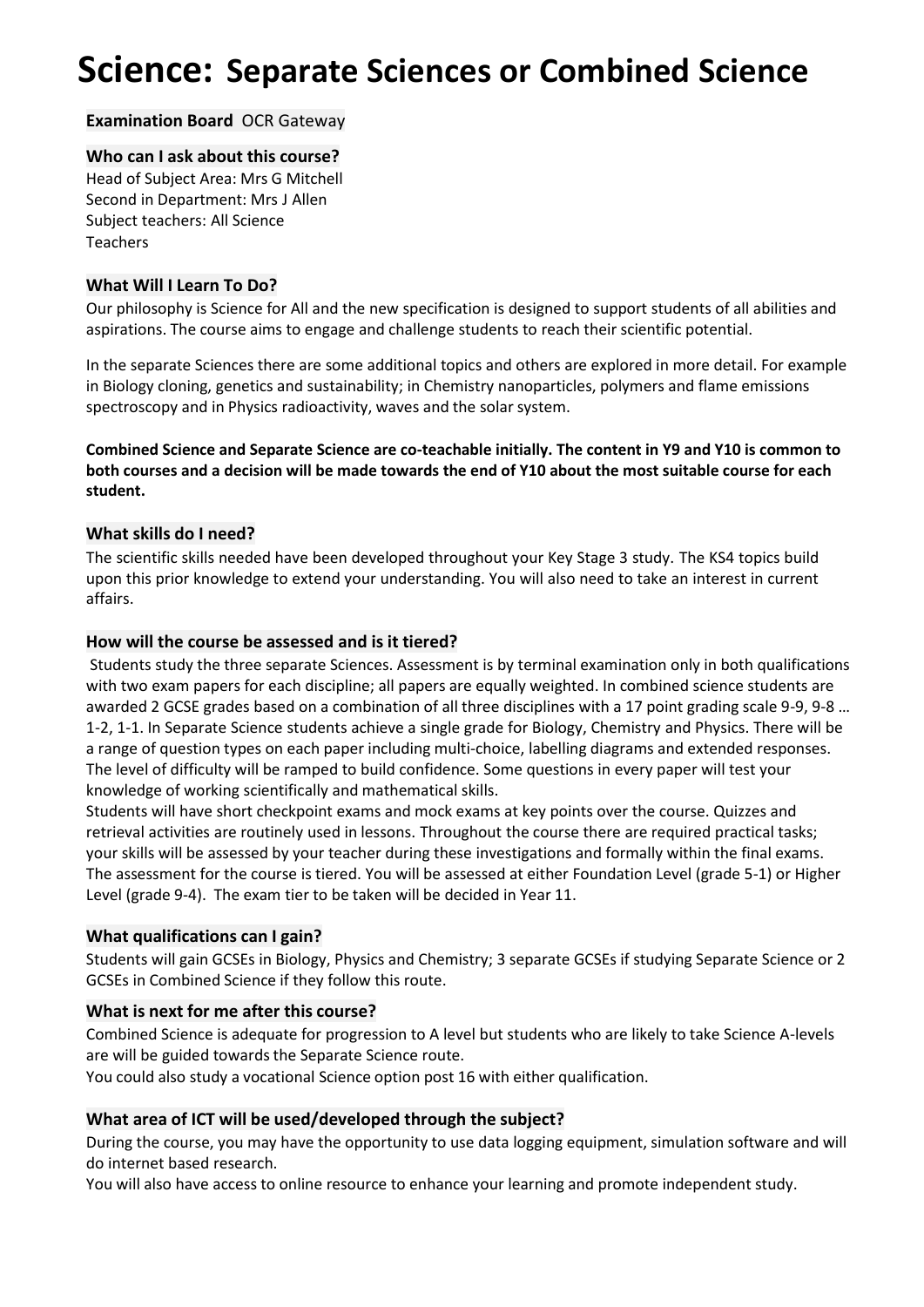# Science: Separate Sciences or Combined Science

**Examination Board** OCR Gateway

### Who can I ask about this course?

Head of Subject Area: Mrs G Mitchell
Second in Department: Mrs J Allen
Subject teachers: All Science Teachers

### What Will I Learn To Do?

Our philosophy is Science for All and the new specification is designed to support students of all abilities and aspirations. The course aims to engage and challenge students to reach their scientific potential.

In the separate Sciences there are some additional topics and others are explored in more detail. For example in Biology cloning, genetics and sustainability; in Chemistry nanoparticles, polymers and flame emissions spectroscopy and in Physics radioactivity, waves and the solar system.

**Combined Science and Separate Science are co-teachable initially. The content in Y9 and Y10 is common to both courses and a decision will be made towards the end of Y10 about the most suitable course for each student.**

### What skills do I need?

The scientific skills needed have been developed throughout your Key Stage 3 study. The KS4 topics build upon this prior knowledge to extend your understanding. You will also need to take an interest in current affairs.

### How will the course be assessed and is it tiered?

Students study the three separate Sciences. Assessment is by terminal examination only in both qualifications with two exam papers for each discipline; all papers are equally weighted. In combined science students are awarded 2 GCSE grades based on a combination of all three disciplines with a 17 point grading scale 9-9, 9-8 … 1-2, 1-1. In Separate Science students achieve a single grade for Biology, Chemistry and Physics. There will be a range of question types on each paper including multi-choice, labelling diagrams and extended responses. The level of difficulty will be ramped to build confidence. Some questions in every paper will test your knowledge of working scientifically and mathematical skills.
Students will have short checkpoint exams and mock exams at key points over the course. Quizzes and retrieval activities are routinely used in lessons. Throughout the course there are required practical tasks; your skills will be assessed by your teacher during these investigations and formally within the final exams. The assessment for the course is tiered. You will be assessed at either Foundation Level (grade 5-1) or Higher Level (grade 9-4). The exam tier to be taken will be decided in Year 11.

### What qualifications can I gain?

Students will gain GCSEs in Biology, Physics and Chemistry; 3 separate GCSEs if studying Separate Science or 2 GCSEs in Combined Science if they follow this route.

### What is next for me after this course?

Combined Science is adequate for progression to A level but students who are likely to take Science A-levels are will be guided towards the Separate Science route.
You could also study a vocational Science option post 16 with either qualification.

### What area of ICT will be used/developed through the subject?

During the course, you may have the opportunity to use data logging equipment, simulation software and will do internet based research.
You will also have access to online resource to enhance your learning and promote independent study.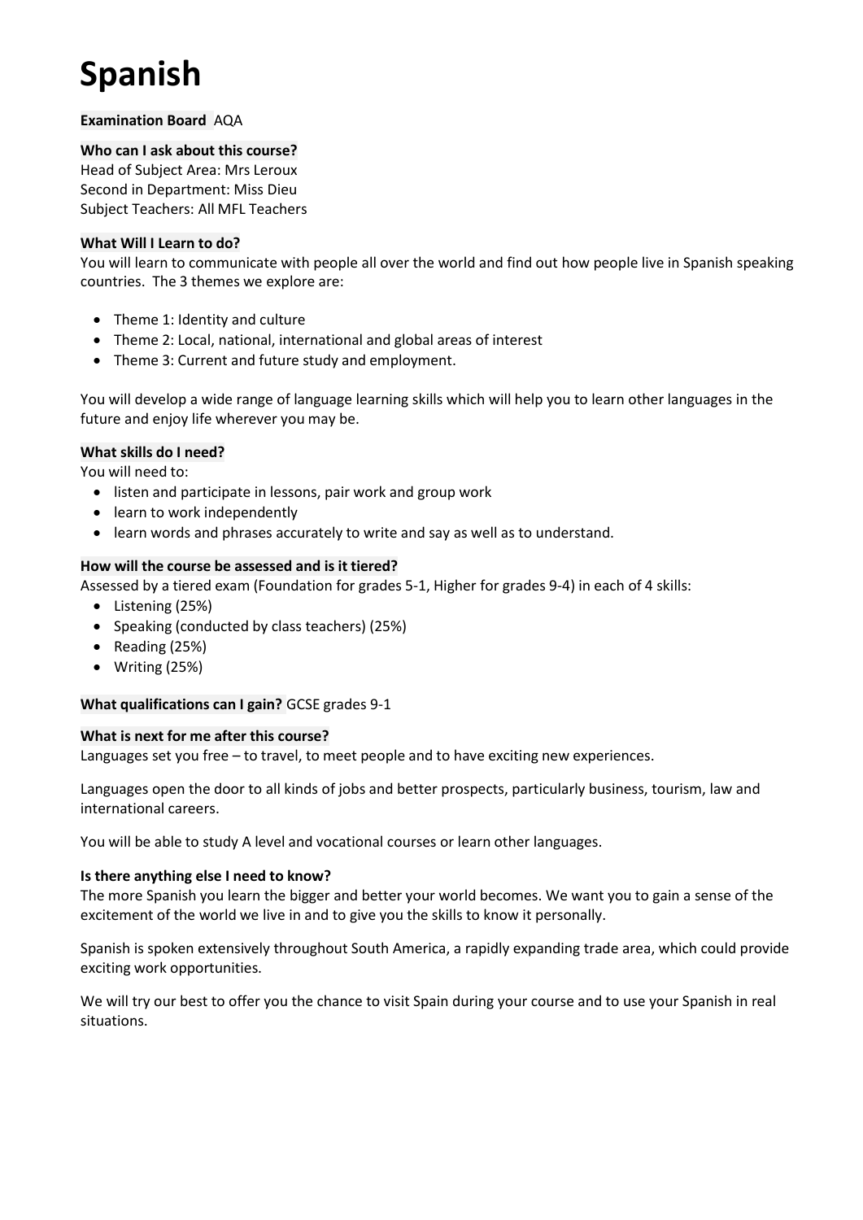# Spanish

**Examination Board** AQA

**Who can I ask about this course?**
Head of Subject Area: Mrs Leroux
Second in Department: Miss Dieu
Subject Teachers: All MFL Teachers

**What Will I Learn to do?**
You will learn to communicate with people all over the world and find out how people live in Spanish speaking countries. The 3 themes we explore are:

- Theme 1: Identity and culture
- Theme 2: Local, national, international and global areas of interest
- Theme 3: Current and future study and employment.

You will develop a wide range of language learning skills which will help you to learn other languages in the future and enjoy life wherever you may be.

**What skills do I need?**
You will need to:

- listen and participate in lessons, pair work and group work
- learn to work independently
- learn words and phrases accurately to write and say as well as to understand.

**How will the course be assessed and is it tiered?**
Assessed by a tiered exam (Foundation for grades 5-1, Higher for grades 9-4) in each of 4 skills:

- Listening (25%)
- Speaking (conducted by class teachers) (25%)
- Reading (25%)
- Writing (25%)

**What qualifications can I gain?** GCSE grades 9-1

**What is next for me after this course?**
Languages set you free – to travel, to meet people and to have exciting new experiences.

Languages open the door to all kinds of jobs and better prospects, particularly business, tourism, law and international careers.

You will be able to study A level and vocational courses or learn other languages.

**Is there anything else I need to know?**
The more Spanish you learn the bigger and better your world becomes. We want you to gain a sense of the excitement of the world we live in and to give you the skills to know it personally.

Spanish is spoken extensively throughout South America, a rapidly expanding trade area, which could provide exciting work opportunities.

We will try our best to offer you the chance to visit Spain during your course and to use your Spanish in real situations.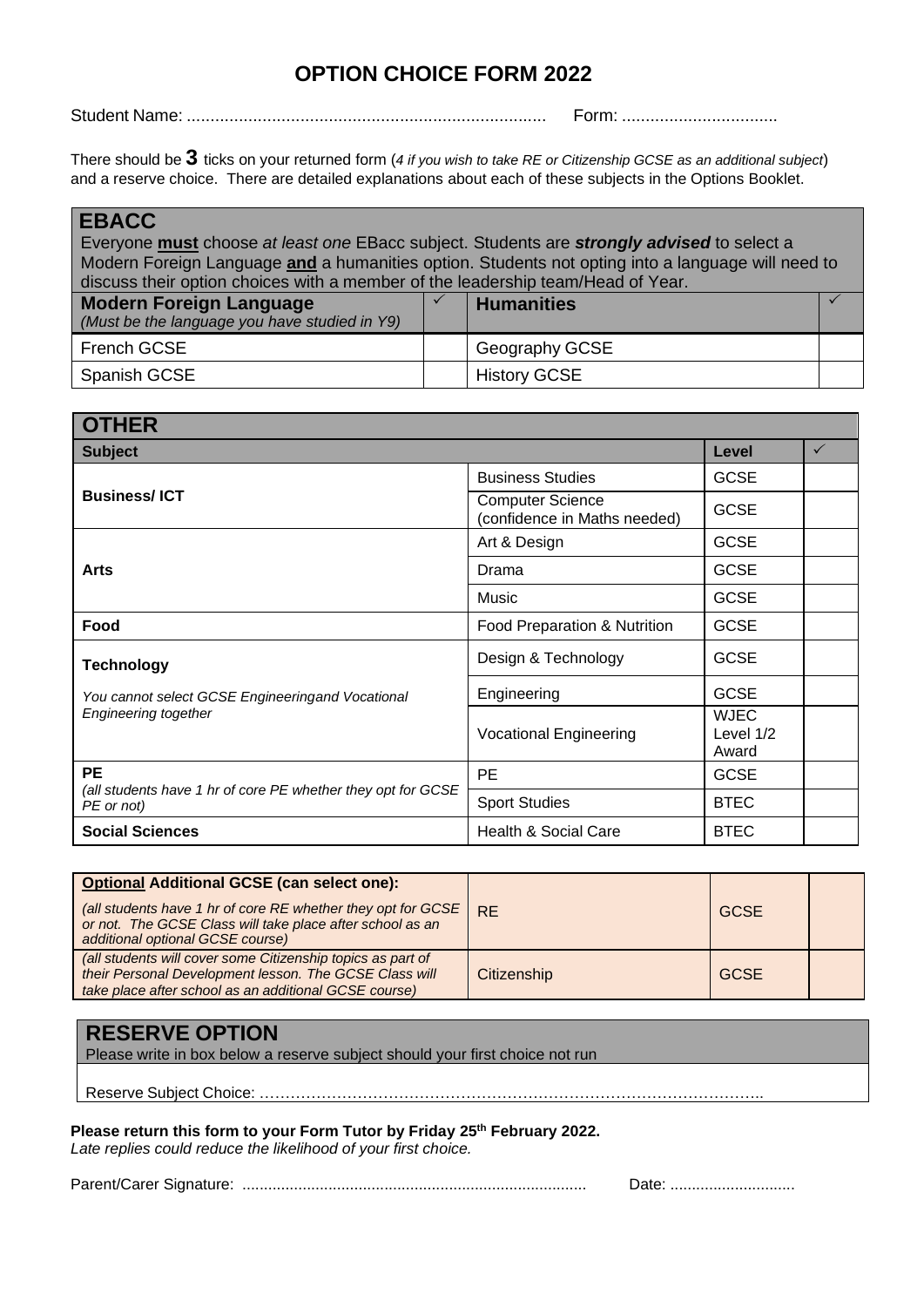# OPTION CHOICE FORM 2022

Student Name: ............................................................................ Form: .................................

There should be **3** ticks on your returned form (*4 if you wish to take RE or Citizenship GCSE as an additional subject*) and a reserve choice. There are detailed explanations about each of these subjects in the Options Booklet.

## EBACC

Everyone **must** choose *at least one* EBacc subject. Students are ***strongly advised*** to select a Modern Foreign Language **and** a humanities option. Students not opting into a language will need to discuss their option choices with a member of the leadership team/Head of Year.

| **Modern Foreign Language** *(Must be the language you have studied in Y9)* | ✓ | **Humanities** | ✓ |
|---|---|---|---|
| French GCSE | | Geography GCSE | |
| Spanish GCSE | | History GCSE | |

## OTHER

| **Subject** | | **Level** | ✓ |
|---|---|---|---|
| **Business/ ICT** | Business Studies | GCSE | |
| | Computer Science (confidence in Maths needed) | GCSE | |
| **Arts** | Art & Design | GCSE | |
| | Drama | GCSE | |
| | Music | GCSE | |
| **Food** | Food Preparation & Nutrition | GCSE | |
| **Technology** *You cannot select GCSE Engineeringand Vocational Engineering together* | Design & Technology | GCSE | |
| | Engineering | GCSE | |
| | Vocational Engineering | WJEC Level 1/2 Award | |
| **PE** *(all students have 1 hr of core PE whether they opt for GCSE PE or not)* | PE | GCSE | |
| | Sport Studies | BTEC | |
| **Social Sciences** | Health & Social Care | BTEC | |

| **Optional Additional GCSE (can select one):** | | | |
|---|---|---|---|
| *(all students have 1 hr of core RE whether they opt for GCSE or not. The GCSE Class will take place after school as an additional optional GCSE course)* | RE | GCSE | |
| *(all students will cover some Citizenship topics as part of their Personal Development lesson. The GCSE Class will take place after school as an additional GCSE course)* | Citizenship | GCSE | |

## RESERVE OPTION

Please write in box below a reserve subject should your first choice not run

Reserve Subject Choice: ……………………………………………………………………………………..

**Please return this form to your Form Tutor by Friday 25th February 2022.**
*Late replies could reduce the likelihood of your first choice.*

Parent/Carer Signature: .............................................................................. Date: ............................